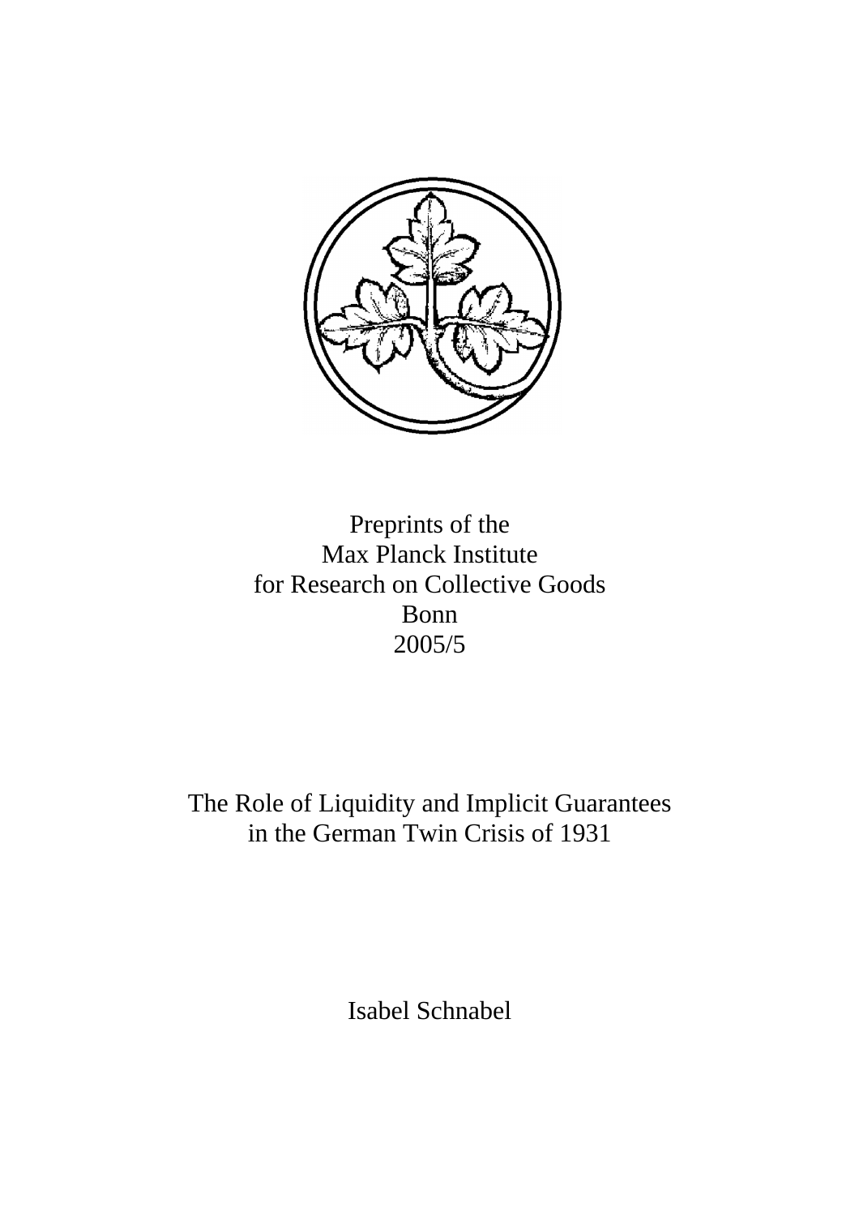Preprints of the
Max Planck Institute
for Research on Collective Goods
Bonn
2005/5

# The Role of Liquidity and Implicit Guarantees in the German Twin Crisis of 1931

Isabel Schnabel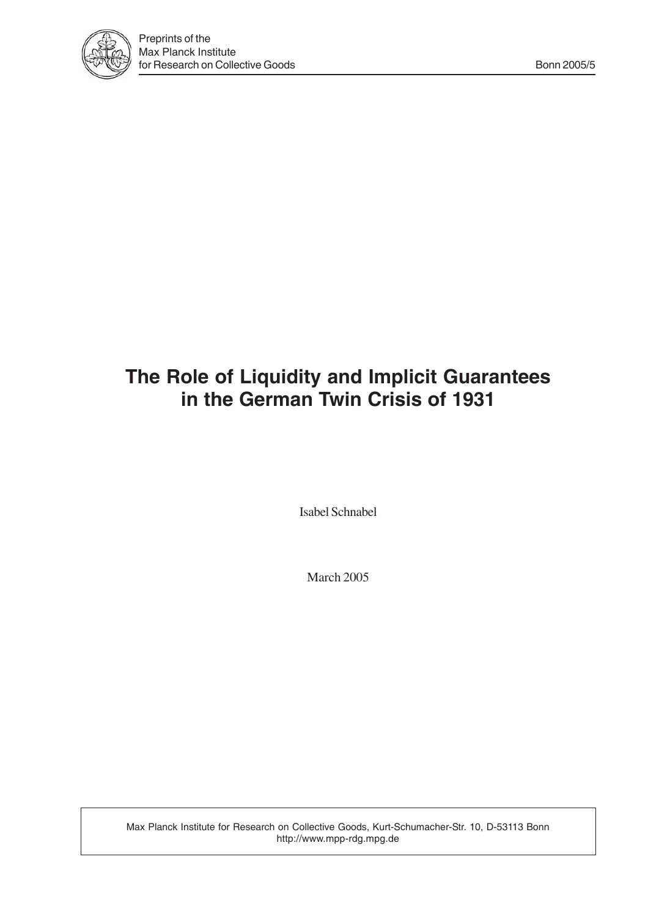Preprints of the
Max Planck Institute
for Research on Collective Goods

Bonn 2005/5

# The Role of Liquidity and Implicit Guarantees in the German Twin Crisis of 1931

Isabel Schnabel

March 2005

Max Planck Institute for Research on Collective Goods, Kurt-Schumacher-Str. 10, D-53113 Bonn
http://www.mpp-rdg.mpg.de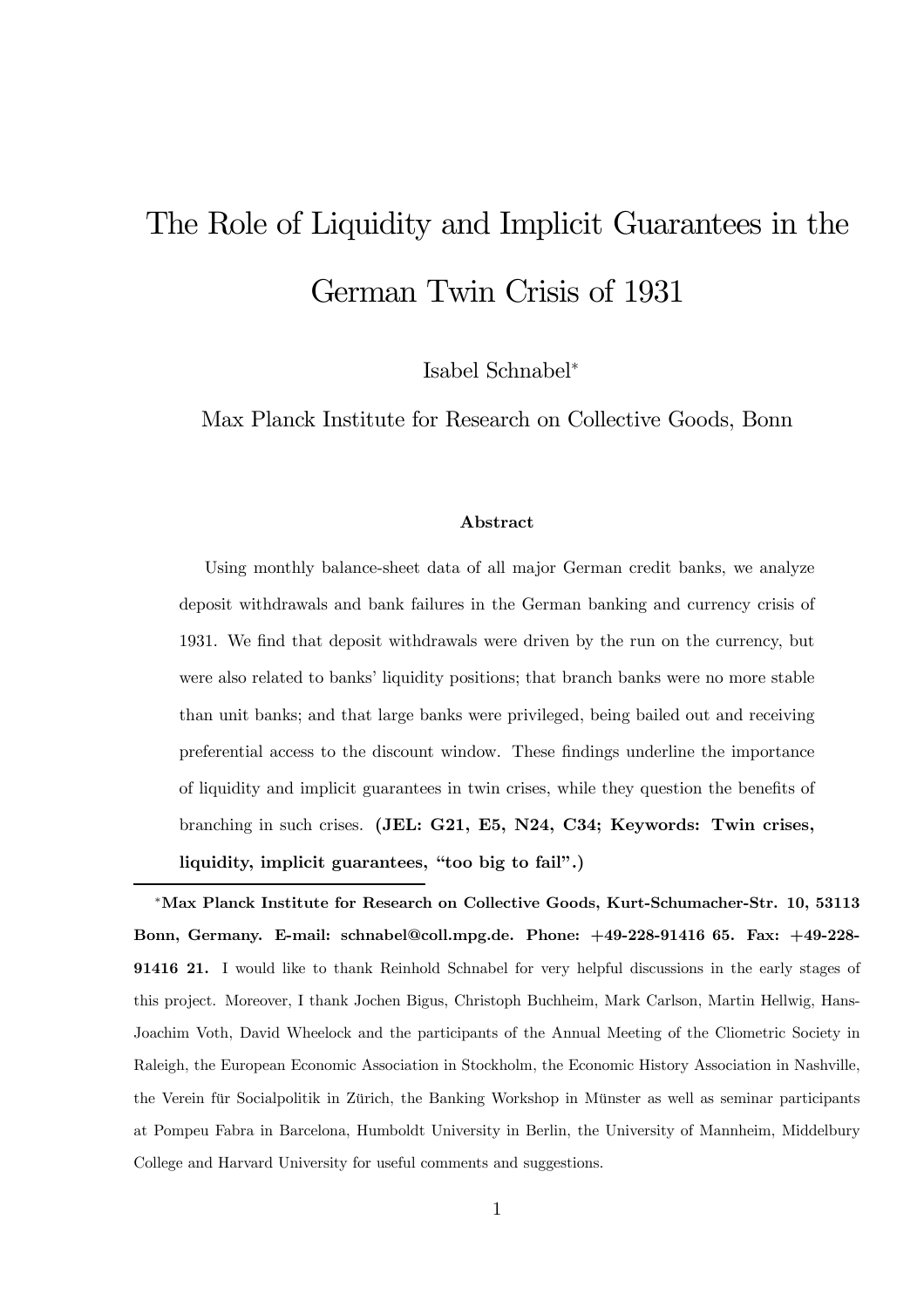# The Role of Liquidity and Implicit Guarantees in the German Twin Crisis of 1931

Isabel Schnabel*

Max Planck Institute for Research on Collective Goods, Bonn

### Abstract

Using monthly balance-sheet data of all major German credit banks, we analyze deposit withdrawals and bank failures in the German banking and currency crisis of 1931. We find that deposit withdrawals were driven by the run on the currency, but were also related to banks' liquidity positions; that branch banks were no more stable than unit banks; and that large banks were privileged, being bailed out and receiving preferential access to the discount window. These findings underline the importance of liquidity and implicit guarantees in twin crises, while they question the benefits of branching in such crises. **(JEL: G21, E5, N24, C34; Keywords: Twin crises, liquidity, implicit guarantees, "too big to fail".)**

---

*Max Planck Institute for Research on Collective Goods, Kurt-Schumacher-Str. 10, 53113 Bonn, Germany. E-mail: schnabel@coll.mpg.de. Phone: +49-228-91416 65. Fax: +49-228-91416 21.** I would like to thank Reinhold Schnabel for very helpful discussions in the early stages of this project. Moreover, I thank Jochen Bigus, Christoph Buchheim, Mark Carlson, Martin Hellwig, Hans-Joachim Voth, David Wheelock and the participants of the Annual Meeting of the Cliometric Society in Raleigh, the European Economic Association in Stockholm, the Economic History Association in Nashville, the Verein für Socialpolitik in Zürich, the Banking Workshop in Münster as well as seminar participants at Pompeu Fabra in Barcelona, Humboldt University in Berlin, the University of Mannheim, Middelbury College and Harvard University for useful comments and suggestions.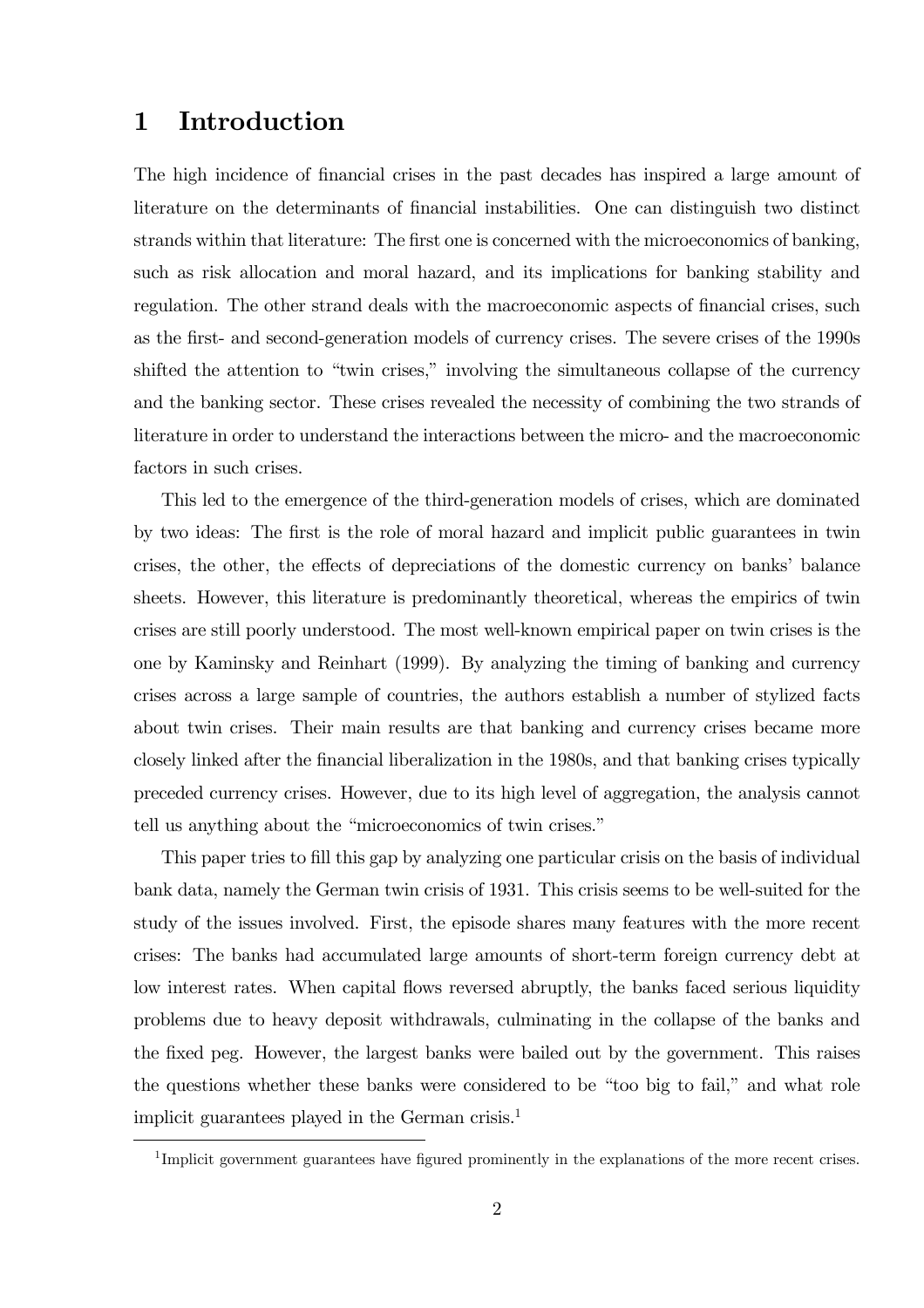# 1 Introduction

The high incidence of financial crises in the past decades has inspired a large amount of literature on the determinants of financial instabilities. One can distinguish two distinct strands within that literature: The first one is concerned with the microeconomics of banking, such as risk allocation and moral hazard, and its implications for banking stability and regulation. The other strand deals with the macroeconomic aspects of financial crises, such as the first- and second-generation models of currency crises. The severe crises of the 1990s shifted the attention to "twin crises," involving the simultaneous collapse of the currency and the banking sector. These crises revealed the necessity of combining the two strands of literature in order to understand the interactions between the micro- and the macroeconomic factors in such crises.

This led to the emergence of the third-generation models of crises, which are dominated by two ideas: The first is the role of moral hazard and implicit public guarantees in twin crises, the other, the effects of depreciations of the domestic currency on banks' balance sheets. However, this literature is predominantly theoretical, whereas the empirics of twin crises are still poorly understood. The most well-known empirical paper on twin crises is the one by Kaminsky and Reinhart (1999). By analyzing the timing of banking and currency crises across a large sample of countries, the authors establish a number of stylized facts about twin crises. Their main results are that banking and currency crises became more closely linked after the financial liberalization in the 1980s, and that banking crises typically preceded currency crises. However, due to its high level of aggregation, the analysis cannot tell us anything about the "microeconomics of twin crises."

This paper tries to fill this gap by analyzing one particular crisis on the basis of individual bank data, namely the German twin crisis of 1931. This crisis seems to be well-suited for the study of the issues involved. First, the episode shares many features with the more recent crises: The banks had accumulated large amounts of short-term foreign currency debt at low interest rates. When capital flows reversed abruptly, the banks faced serious liquidity problems due to heavy deposit withdrawals, culminating in the collapse of the banks and the fixed peg. However, the largest banks were bailed out by the government. This raises the questions whether these banks were considered to be "too big to fail," and what role implicit guarantees played in the German crisis.[1]

[1] Implicit government guarantees have figured prominently in the explanations of the more recent crises.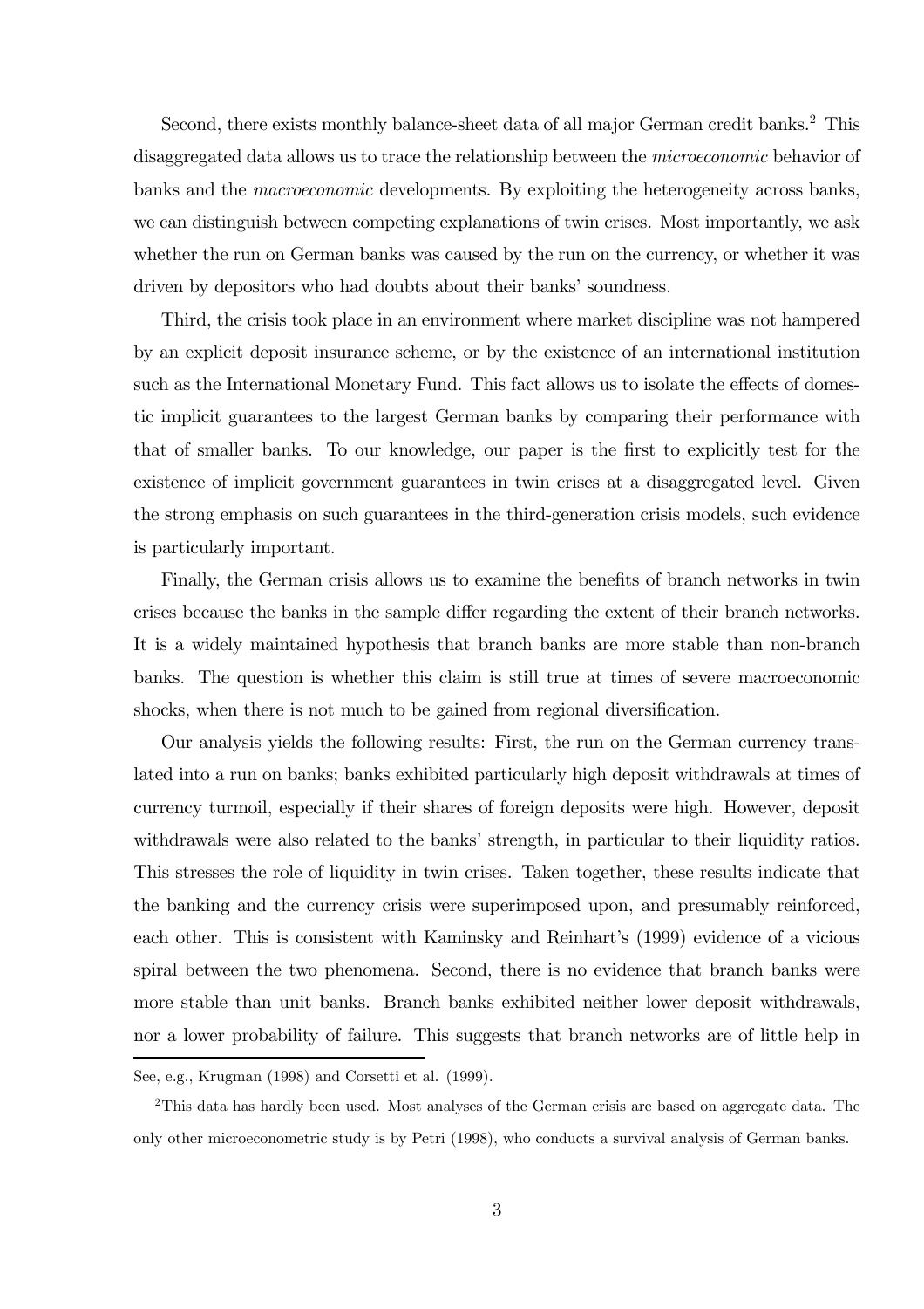Second, there exists monthly balance-sheet data of all major German credit banks.[2] This disaggregated data allows us to trace the relationship between the *microeconomic* behavior of banks and the *macroeconomic* developments. By exploiting the heterogeneity across banks, we can distinguish between competing explanations of twin crises. Most importantly, we ask whether the run on German banks was caused by the run on the currency, or whether it was driven by depositors who had doubts about their banks' soundness.

Third, the crisis took place in an environment where market discipline was not hampered by an explicit deposit insurance scheme, or by the existence of an international institution such as the International Monetary Fund. This fact allows us to isolate the effects of domestic implicit guarantees to the largest German banks by comparing their performance with that of smaller banks. To our knowledge, our paper is the first to explicitly test for the existence of implicit government guarantees in twin crises at a disaggregated level. Given the strong emphasis on such guarantees in the third-generation crisis models, such evidence is particularly important.

Finally, the German crisis allows us to examine the benefits of branch networks in twin crises because the banks in the sample differ regarding the extent of their branch networks. It is a widely maintained hypothesis that branch banks are more stable than non-branch banks. The question is whether this claim is still true at times of severe macroeconomic shocks, when there is not much to be gained from regional diversification.

Our analysis yields the following results: First, the run on the German currency translated into a run on banks; banks exhibited particularly high deposit withdrawals at times of currency turmoil, especially if their shares of foreign deposits were high. However, deposit withdrawals were also related to the banks' strength, in particular to their liquidity ratios. This stresses the role of liquidity in twin crises. Taken together, these results indicate that the banking and the currency crisis were superimposed upon, and presumably reinforced, each other. This is consistent with Kaminsky and Reinhart's (1999) evidence of a vicious spiral between the two phenomena. Second, there is no evidence that branch banks were more stable than unit banks. Branch banks exhibited neither lower deposit withdrawals, nor a lower probability of failure. This suggests that branch networks are of little help in

See, e.g., Krugman (1998) and Corsetti et al. (1999).

[2] This data has hardly been used. Most analyses of the German crisis are based on aggregate data. The only other microeconometric study is by Petri (1998), who conducts a survival analysis of German banks.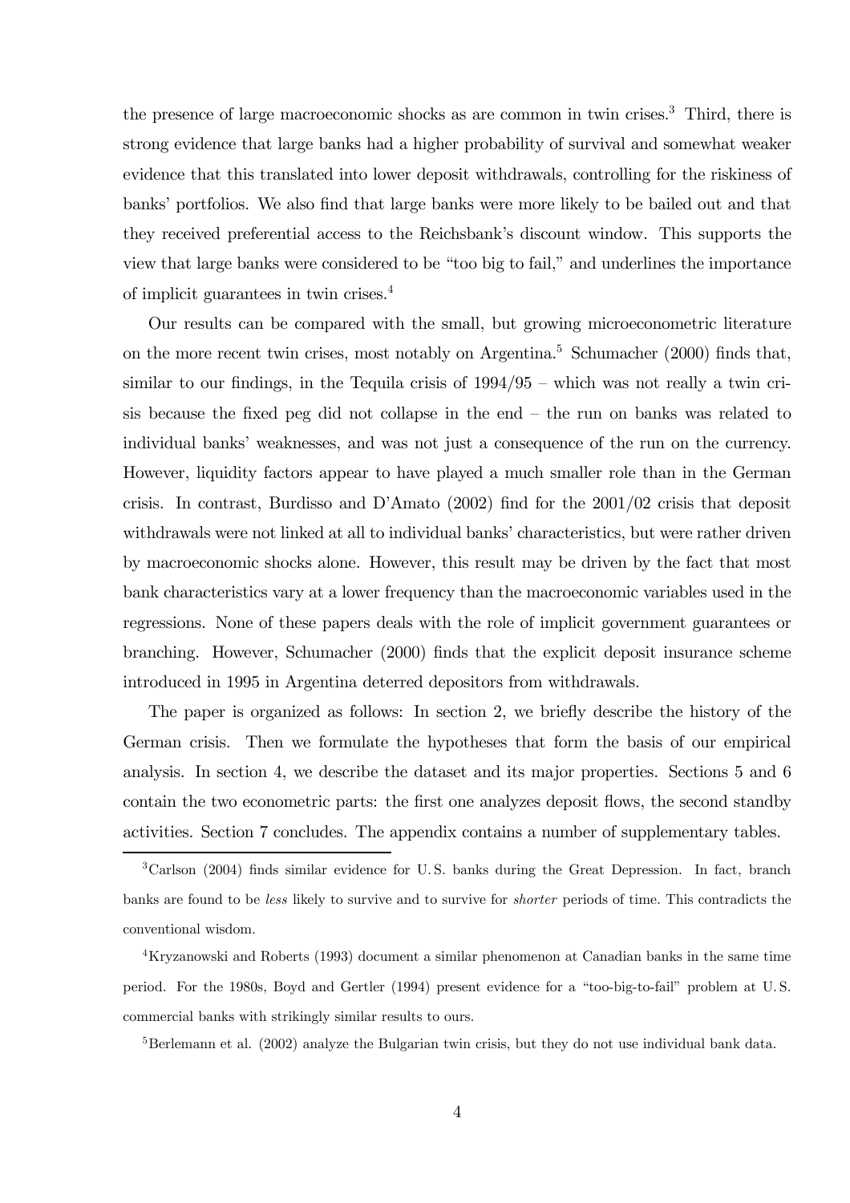the presence of large macroeconomic shocks as are common in twin crises.[3] Third, there is strong evidence that large banks had a higher probability of survival and somewhat weaker evidence that this translated into lower deposit withdrawals, controlling for the riskiness of banks' portfolios. We also find that large banks were more likely to be bailed out and that they received preferential access to the Reichsbank's discount window. This supports the view that large banks were considered to be "too big to fail," and underlines the importance of implicit guarantees in twin crises.[4]

Our results can be compared with the small, but growing microeconometric literature on the more recent twin crises, most notably on Argentina.[5] Schumacher (2000) finds that, similar to our findings, in the Tequila crisis of 1994/95 – which was not really a twin crisis because the fixed peg did not collapse in the end – the run on banks was related to individual banks' weaknesses, and was not just a consequence of the run on the currency. However, liquidity factors appear to have played a much smaller role than in the German crisis. In contrast, Burdisso and D'Amato (2002) find for the 2001/02 crisis that deposit withdrawals were not linked at all to individual banks' characteristics, but were rather driven by macroeconomic shocks alone. However, this result may be driven by the fact that most bank characteristics vary at a lower frequency than the macroeconomic variables used in the regressions. None of these papers deals with the role of implicit government guarantees or branching. However, Schumacher (2000) finds that the explicit deposit insurance scheme introduced in 1995 in Argentina deterred depositors from withdrawals.

The paper is organized as follows: In section 2, we briefly describe the history of the German crisis. Then we formulate the hypotheses that form the basis of our empirical analysis. In section 4, we describe the dataset and its major properties. Sections 5 and 6 contain the two econometric parts: the first one analyzes deposit flows, the second standby activities. Section 7 concludes. The appendix contains a number of supplementary tables.

---

[3] Carlson (2004) finds similar evidence for U. S. banks during the Great Depression. In fact, branch banks are found to be *less* likely to survive and to survive for *shorter* periods of time. This contradicts the conventional wisdom.

[4] Kryzanowski and Roberts (1993) document a similar phenomenon at Canadian banks in the same time period. For the 1980s, Boyd and Gertler (1994) present evidence for a "too-big-to-fail" problem at U. S. commercial banks with strikingly similar results to ours.

[5] Berlemann et al. (2002) analyze the Bulgarian twin crisis, but they do not use individual bank data.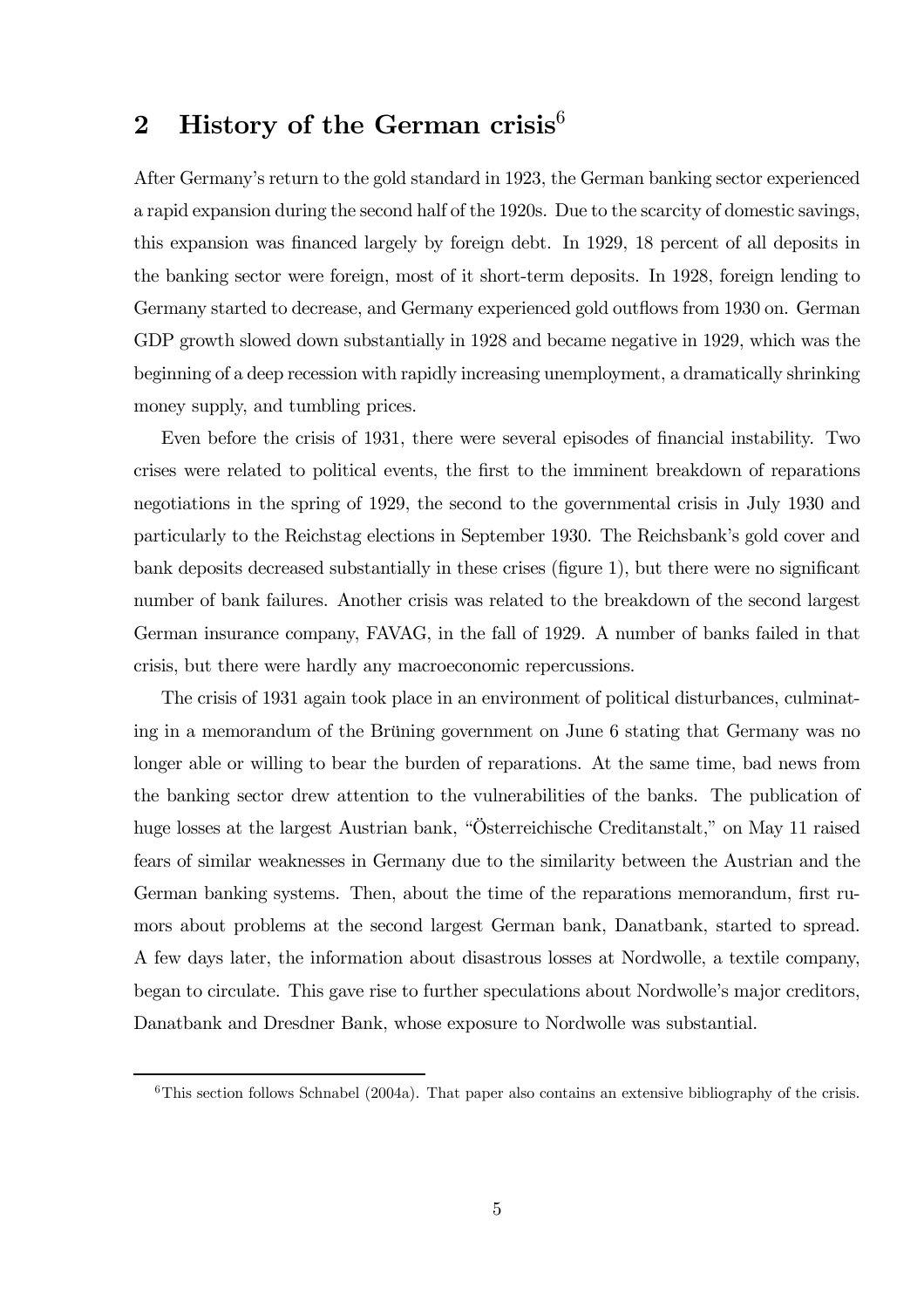## 2 History of the German crisis[6]

After Germany's return to the gold standard in 1923, the German banking sector experienced a rapid expansion during the second half of the 1920s. Due to the scarcity of domestic savings, this expansion was financed largely by foreign debt. In 1929, 18 percent of all deposits in the banking sector were foreign, most of it short-term deposits. In 1928, foreign lending to Germany started to decrease, and Germany experienced gold outflows from 1930 on. German GDP growth slowed down substantially in 1928 and became negative in 1929, which was the beginning of a deep recession with rapidly increasing unemployment, a dramatically shrinking money supply, and tumbling prices.

Even before the crisis of 1931, there were several episodes of financial instability. Two crises were related to political events, the first to the imminent breakdown of reparations negotiations in the spring of 1929, the second to the governmental crisis in July 1930 and particularly to the Reichstag elections in September 1930. The Reichsbank's gold cover and bank deposits decreased substantially in these crises (figure 1), but there were no significant number of bank failures. Another crisis was related to the breakdown of the second largest German insurance company, FAVAG, in the fall of 1929. A number of banks failed in that crisis, but there were hardly any macroeconomic repercussions.

The crisis of 1931 again took place in an environment of political disturbances, culminating in a memorandum of the Brüning government on June 6 stating that Germany was no longer able or willing to bear the burden of reparations. At the same time, bad news from the banking sector drew attention to the vulnerabilities of the banks. The publication of huge losses at the largest Austrian bank, "Österreichische Creditanstalt," on May 11 raised fears of similar weaknesses in Germany due to the similarity between the Austrian and the German banking systems. Then, about the time of the reparations memorandum, first rumors about problems at the second largest German bank, Danatbank, started to spread. A few days later, the information about disastrous losses at Nordwolle, a textile company, began to circulate. This gave rise to further speculations about Nordwolle's major creditors, Danatbank and Dresdner Bank, whose exposure to Nordwolle was substantial.

[6] This section follows Schnabel (2004a). That paper also contains an extensive bibliography of the crisis.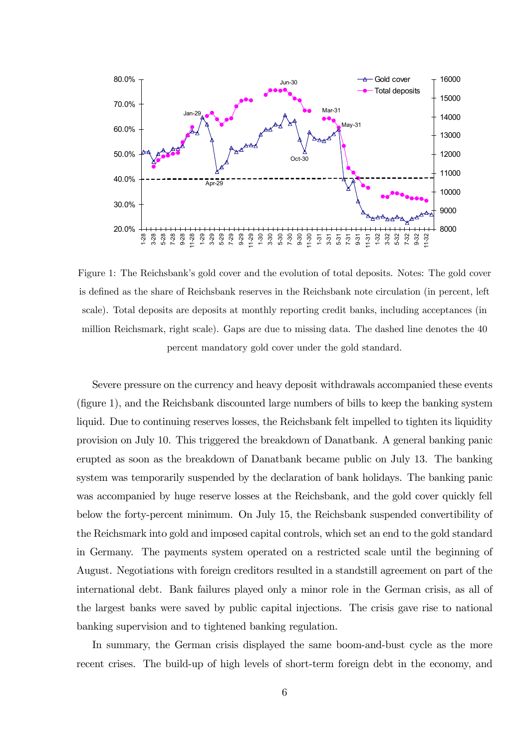Figure 1: The Reichsbank's gold cover and the evolution of total deposits. Notes: The gold cover is defined as the share of Reichsbank reserves in the Reichsbank note circulation (in percent, left scale). Total deposits are deposits at monthly reporting credit banks, including acceptances (in million Reichsmark, right scale). Gaps are due to missing data. The dashed line denotes the 40 percent mandatory gold cover under the gold standard.

Severe pressure on the currency and heavy deposit withdrawals accompanied these events (figure 1), and the Reichsbank discounted large numbers of bills to keep the banking system liquid. Due to continuing reserves losses, the Reichsbank felt impelled to tighten its liquidity provision on July 10. This triggered the breakdown of Danatbank. A general banking panic erupted as soon as the breakdown of Danatbank became public on July 13. The banking system was temporarily suspended by the declaration of bank holidays. The banking panic was accompanied by huge reserve losses at the Reichsbank, and the gold cover quickly fell below the forty-percent minimum. On July 15, the Reichsbank suspended convertibility of the Reichsmark into gold and imposed capital controls, which set an end to the gold standard in Germany. The payments system operated on a restricted scale until the beginning of August. Negotiations with foreign creditors resulted in a standstill agreement on part of the international debt. Bank failures played only a minor role in the German crisis, as all of the largest banks were saved by public capital injections. The crisis gave rise to national banking supervision and to tightened banking regulation.

In summary, the German crisis displayed the same boom-and-bust cycle as the more recent crises. The build-up of high levels of short-term foreign debt in the economy, and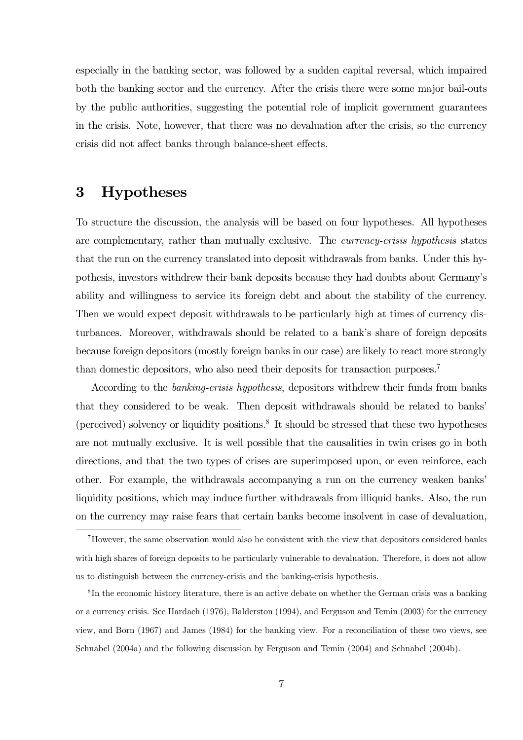especially in the banking sector, was followed by a sudden capital reversal, which impaired both the banking sector and the currency. After the crisis there were some major bail-outs by the public authorities, suggesting the potential role of implicit government guarantees in the crisis. Note, however, that there was no devaluation after the crisis, so the currency crisis did not affect banks through balance-sheet effects.

# 3 Hypotheses

To structure the discussion, the analysis will be based on four hypotheses. All hypotheses are complementary, rather than mutually exclusive. The *currency-crisis hypothesis* states that the run on the currency translated into deposit withdrawals from banks. Under this hypothesis, investors withdrew their bank deposits because they had doubts about Germany's ability and willingness to service its foreign debt and about the stability of the currency. Then we would expect deposit withdrawals to be particularly high at times of currency disturbances. Moreover, withdrawals should be related to a bank's share of foreign deposits because foreign depositors (mostly foreign banks in our case) are likely to react more strongly than domestic depositors, who also need their deposits for transaction purposes.[7]

According to the *banking-crisis hypothesis*, depositors withdrew their funds from banks that they considered to be weak. Then deposit withdrawals should be related to banks' (perceived) solvency or liquidity positions.[8] It should be stressed that these two hypotheses are not mutually exclusive. It is well possible that the causalities in twin crises go in both directions, and that the two types of crises are superimposed upon, or even reinforce, each other. For example, the withdrawals accompanying a run on the currency weaken banks' liquidity positions, which may induce further withdrawals from illiquid banks. Also, the run on the currency may raise fears that certain banks become insolvent in case of devaluation,

[7] However, the same observation would also be consistent with the view that depositors considered banks with high shares of foreign deposits to be particularly vulnerable to devaluation. Therefore, it does not allow us to distinguish between the currency-crisis and the banking-crisis hypothesis.

[8] In the economic history literature, there is an active debate on whether the German crisis was a banking or a currency crisis. See Hardach (1976), Balderston (1994), and Ferguson and Temin (2003) for the currency view, and Born (1967) and James (1984) for the banking view. For a reconciliation of these two views, see Schnabel (2004a) and the following discussion by Ferguson and Temin (2004) and Schnabel (2004b).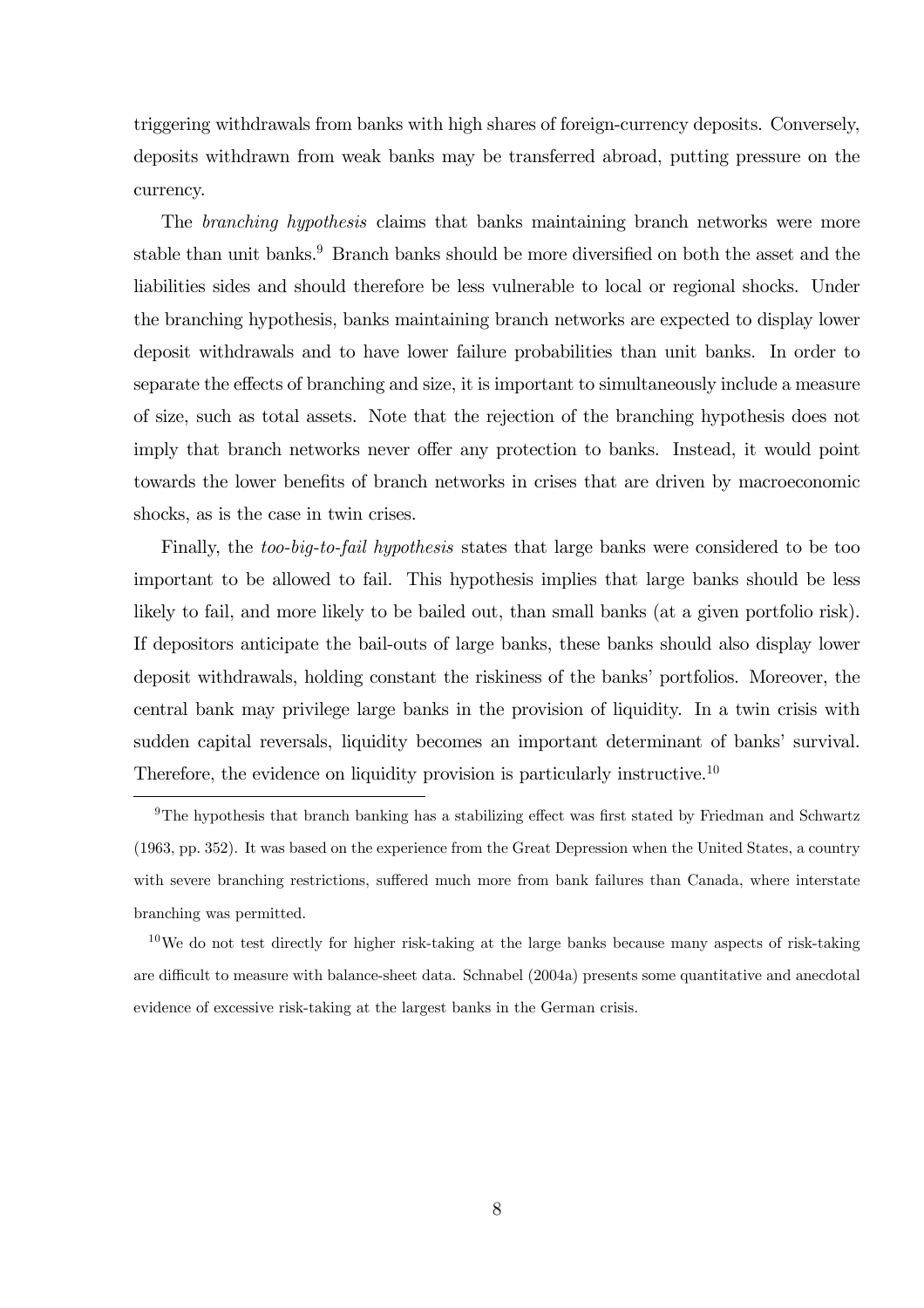triggering withdrawals from banks with high shares of foreign-currency deposits. Conversely, deposits withdrawn from weak banks may be transferred abroad, putting pressure on the currency.

The *branching hypothesis* claims that banks maintaining branch networks were more stable than unit banks.[9] Branch banks should be more diversified on both the asset and the liabilities sides and should therefore be less vulnerable to local or regional shocks. Under the branching hypothesis, banks maintaining branch networks are expected to display lower deposit withdrawals and to have lower failure probabilities than unit banks. In order to separate the effects of branching and size, it is important to simultaneously include a measure of size, such as total assets. Note that the rejection of the branching hypothesis does not imply that branch networks never offer any protection to banks. Instead, it would point towards the lower benefits of branch networks in crises that are driven by macroeconomic shocks, as is the case in twin crises.

Finally, the *too-big-to-fail hypothesis* states that large banks were considered to be too important to be allowed to fail. This hypothesis implies that large banks should be less likely to fail, and more likely to be bailed out, than small banks (at a given portfolio risk). If depositors anticipate the bail-outs of large banks, these banks should also display lower deposit withdrawals, holding constant the riskiness of the banks' portfolios. Moreover, the central bank may privilege large banks in the provision of liquidity. In a twin crisis with sudden capital reversals, liquidity becomes an important determinant of banks' survival. Therefore, the evidence on liquidity provision is particularly instructive.[10]

---

[9] The hypothesis that branch banking has a stabilizing effect was first stated by Friedman and Schwartz (1963, pp. 352). It was based on the experience from the Great Depression when the United States, a country with severe branching restrictions, suffered much more from bank failures than Canada, where interstate branching was permitted.

[10] We do not test directly for higher risk-taking at the large banks because many aspects of risk-taking are difficult to measure with balance-sheet data. Schnabel (2004a) presents some quantitative and anecdotal evidence of excessive risk-taking at the largest banks in the German crisis.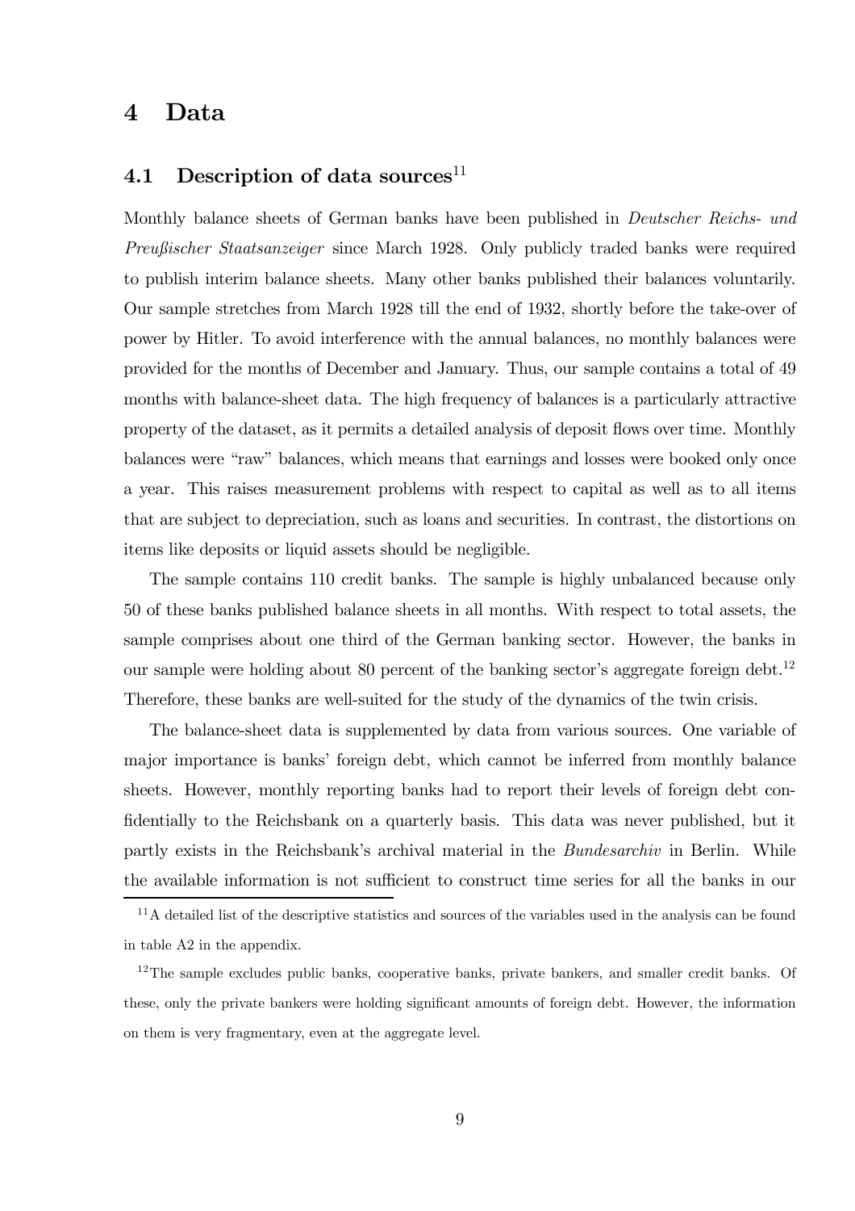# 4 Data

## 4.1 Description of data sources[11]

Monthly balance sheets of German banks have been published in *Deutscher Reichs- und Preußischer Staatsanzeiger* since March 1928. Only publicly traded banks were required to publish interim balance sheets. Many other banks published their balances voluntarily. Our sample stretches from March 1928 till the end of 1932, shortly before the take-over of power by Hitler. To avoid interference with the annual balances, no monthly balances were provided for the months of December and January. Thus, our sample contains a total of 49 months with balance-sheet data. The high frequency of balances is a particularly attractive property of the dataset, as it permits a detailed analysis of deposit flows over time. Monthly balances were "raw" balances, which means that earnings and losses were booked only once a year. This raises measurement problems with respect to capital as well as to all items that are subject to depreciation, such as loans and securities. In contrast, the distortions on items like deposits or liquid assets should be negligible.

The sample contains 110 credit banks. The sample is highly unbalanced because only 50 of these banks published balance sheets in all months. With respect to total assets, the sample comprises about one third of the German banking sector. However, the banks in our sample were holding about 80 percent of the banking sector's aggregate foreign debt.[12] Therefore, these banks are well-suited for the study of the dynamics of the twin crisis.

The balance-sheet data is supplemented by data from various sources. One variable of major importance is banks' foreign debt, which cannot be inferred from monthly balance sheets. However, monthly reporting banks had to report their levels of foreign debt confidentially to the Reichsbank on a quarterly basis. This data was never published, but it partly exists in the Reichsbank's archival material in the *Bundesarchiv* in Berlin. While the available information is not sufficient to construct time series for all the banks in our

[11] A detailed list of the descriptive statistics and sources of the variables used in the analysis can be found in table A2 in the appendix.

[12] The sample excludes public banks, cooperative banks, private bankers, and smaller credit banks. Of these, only the private bankers were holding significant amounts of foreign debt. However, the information on them is very fragmentary, even at the aggregate level.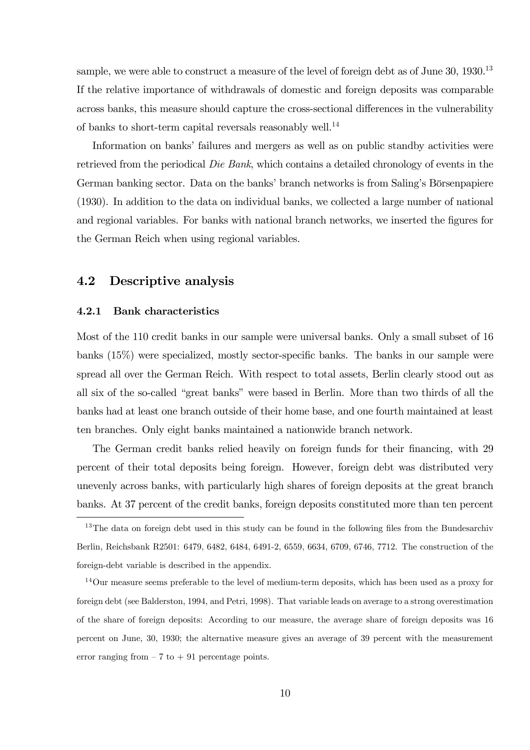sample, we were able to construct a measure of the level of foreign debt as of June 30, 1930.[13] If the relative importance of withdrawals of domestic and foreign deposits was comparable across banks, this measure should capture the cross-sectional differences in the vulnerability of banks to short-term capital reversals reasonably well.[14]

Information on banks' failures and mergers as well as on public standby activities were retrieved from the periodical *Die Bank*, which contains a detailed chronology of events in the German banking sector. Data on the banks' branch networks is from Saling's Börsenpapiere (1930). In addition to the data on individual banks, we collected a large number of national and regional variables. For banks with national branch networks, we inserted the figures for the German Reich when using regional variables.

## 4.2 Descriptive analysis

### 4.2.1 Bank characteristics

Most of the 110 credit banks in our sample were universal banks. Only a small subset of 16 banks (15%) were specialized, mostly sector-specific banks. The banks in our sample were spread all over the German Reich. With respect to total assets, Berlin clearly stood out as all six of the so-called "great banks" were based in Berlin. More than two thirds of all the banks had at least one branch outside of their home base, and one fourth maintained at least ten branches. Only eight banks maintained a nationwide branch network.

The German credit banks relied heavily on foreign funds for their financing, with 29 percent of their total deposits being foreign. However, foreign debt was distributed very unevenly across banks, with particularly high shares of foreign deposits at the great branch banks. At 37 percent of the credit banks, foreign deposits constituted more than ten percent

[13] The data on foreign debt used in this study can be found in the following files from the Bundesarchiv Berlin, Reichsbank R2501: 6479, 6482, 6484, 6491-2, 6559, 6634, 6709, 6746, 7712. The construction of the foreign-debt variable is described in the appendix.

[14] Our measure seems preferable to the level of medium-term deposits, which has been used as a proxy for foreign debt (see Balderston, 1994, and Petri, 1998). That variable leads on average to a strong overestimation of the share of foreign deposits: According to our measure, the average share of foreign deposits was 16 percent on June, 30, 1930; the alternative measure gives an average of 39 percent with the measurement error ranging from – 7 to + 91 percentage points.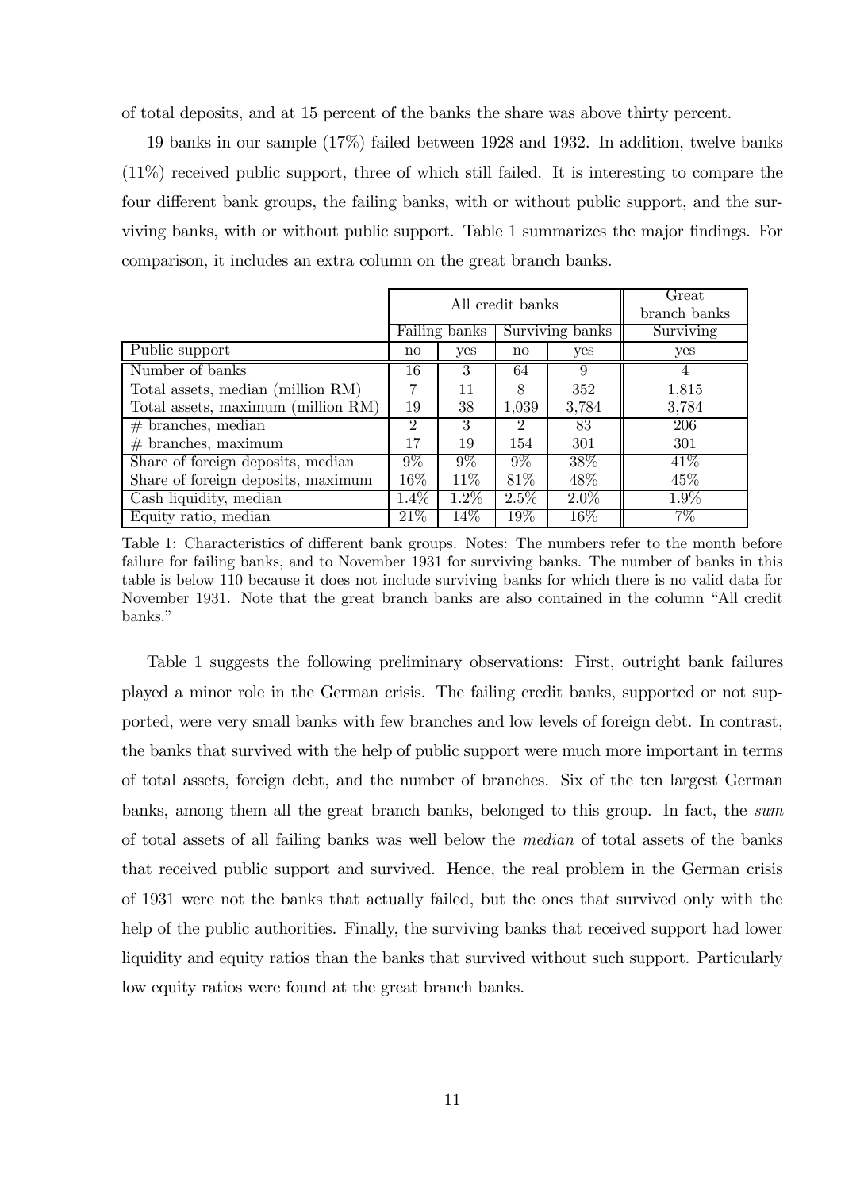of total deposits, and at 15 percent of the banks the share was above thirty percent.

19 banks in our sample (17%) failed between 1928 and 1932. In addition, twelve banks (11%) received public support, three of which still failed. It is interesting to compare the four different bank groups, the failing banks, with or without public support, and the surviving banks, with or without public support. Table 1 summarizes the major findings. For comparison, it includes an extra column on the great branch banks.

| | All credit banks | | | | Great branch banks |
|---|---|---|---|---|---|
| | Failing banks | | Surviving banks | | Surviving |
| Public support | no | yes | no | yes | yes |
| Number of banks | 16 | 3 | 64 | 9 | 4 |
| Total assets, median (million RM) | 7 | 11 | 8 | 352 | 1,815 |
| Total assets, maximum (million RM) | 19 | 38 | 1,039 | 3,784 | 3,784 |
| # branches, median | 2 | 3 | 2 | 83 | 206 |
| # branches, maximum | 17 | 19 | 154 | 301 | 301 |
| Share of foreign deposits, median | 9% | 9% | 9% | 38% | 41% |
| Share of foreign deposits, maximum | 16% | 11% | 81% | 48% | 45% |
| Cash liquidity, median | 1.4% | 1.2% | 2.5% | 2.0% | 1.9% |
| Equity ratio, median | 21% | 14% | 19% | 16% | 7% |

Table 1: Characteristics of different bank groups. Notes: The numbers refer to the month before failure for failing banks, and to November 1931 for surviving banks. The number of banks in this table is below 110 because it does not include surviving banks for which there is no valid data for November 1931. Note that the great branch banks are also contained in the column "All credit banks."

Table 1 suggests the following preliminary observations: First, outright bank failures played a minor role in the German crisis. The failing credit banks, supported or not supported, were very small banks with few branches and low levels of foreign debt. In contrast, the banks that survived with the help of public support were much more important in terms of total assets, foreign debt, and the number of branches. Six of the ten largest German banks, among them all the great branch banks, belonged to this group. In fact, the *sum* of total assets of all failing banks was well below the *median* of total assets of the banks that received public support and survived. Hence, the real problem in the German crisis of 1931 were not the banks that actually failed, but the ones that survived only with the help of the public authorities. Finally, the surviving banks that received support had lower liquidity and equity ratios than the banks that survived without such support. Particularly low equity ratios were found at the great branch banks.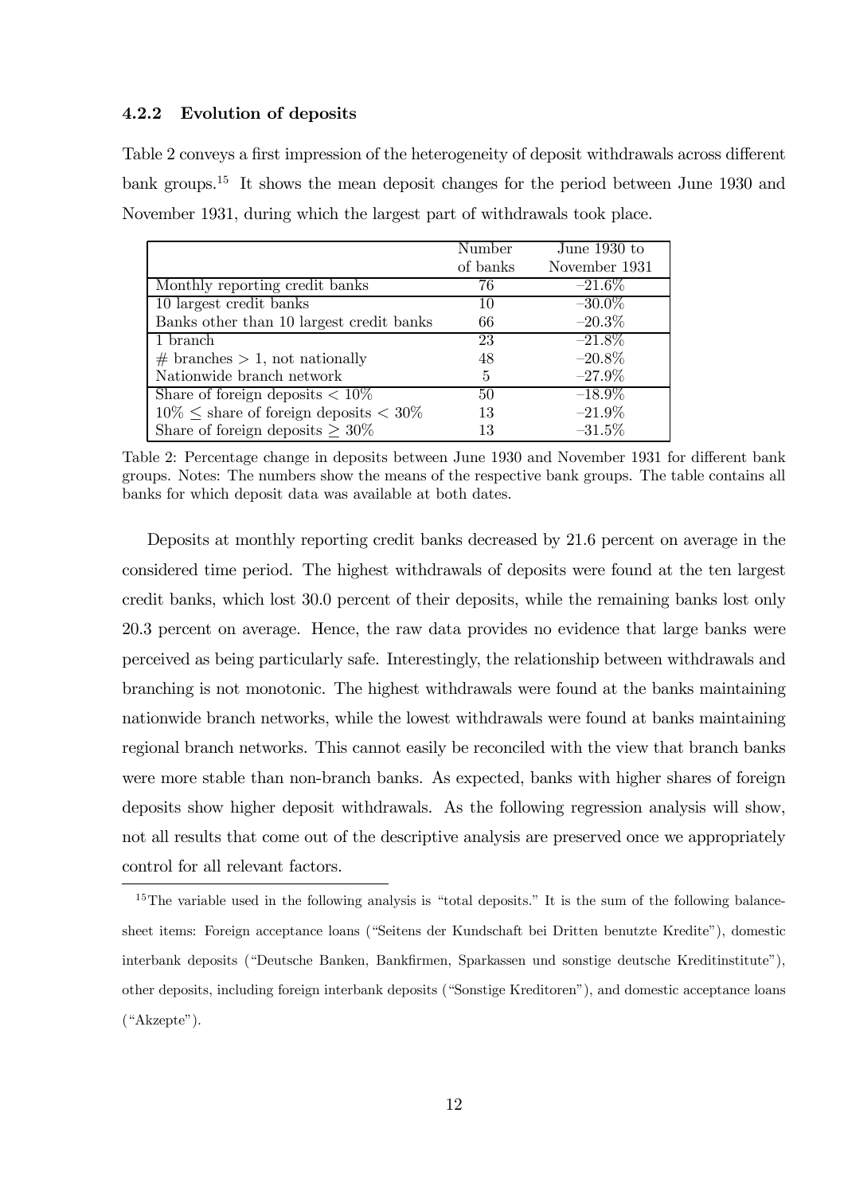#### 4.2.2 Evolution of deposits

Table 2 conveys a first impression of the heterogeneity of deposit withdrawals across different bank groups.[15] It shows the mean deposit changes for the period between June 1930 and November 1931, during which the largest part of withdrawals took place.

| | Number of banks | June 1930 to November 1931 |
|---|---|---|
| Monthly reporting credit banks | 76 | –21.6% |
| 10 largest credit banks | 10 | –30.0% |
| Banks other than 10 largest credit banks | 66 | –20.3% |
| 1 branch | 23 | –21.8% |
| # branches $> 1$, not nationally | 48 | –20.8% |
| Nationwide branch network | 5 | –27.9% |
| Share of foreign deposits $< 10\%$ | 50 | –18.9% |
| $10\% \leq$ share of foreign deposits $< 30\%$ | 13 | –21.9% |
| Share of foreign deposits $\geq 30\%$ | 13 | –31.5% |

Table 2: Percentage change in deposits between June 1930 and November 1931 for different bank groups. Notes: The numbers show the means of the respective bank groups. The table contains all banks for which deposit data was available at both dates.

Deposits at monthly reporting credit banks decreased by 21.6 percent on average in the considered time period. The highest withdrawals of deposits were found at the ten largest credit banks, which lost 30.0 percent of their deposits, while the remaining banks lost only 20.3 percent on average. Hence, the raw data provides no evidence that large banks were perceived as being particularly safe. Interestingly, the relationship between withdrawals and branching is not monotonic. The highest withdrawals were found at the banks maintaining nationwide branch networks, while the lowest withdrawals were found at banks maintaining regional branch networks. This cannot easily be reconciled with the view that branch banks were more stable than non-branch banks. As expected, banks with higher shares of foreign deposits show higher deposit withdrawals. As the following regression analysis will show, not all results that come out of the descriptive analysis are preserved once we appropriately control for all relevant factors.

[15] The variable used in the following analysis is "total deposits." It is the sum of the following balance-sheet items: Foreign acceptance loans ("Seitens der Kundschaft bei Dritten benutzte Kredite"), domestic interbank deposits ("Deutsche Banken, Bankfirmen, Sparkassen und sonstige deutsche Kreditinstitute"), other deposits, including foreign interbank deposits ("Sonstige Kreditoren"), and domestic acceptance loans ("Akzepte").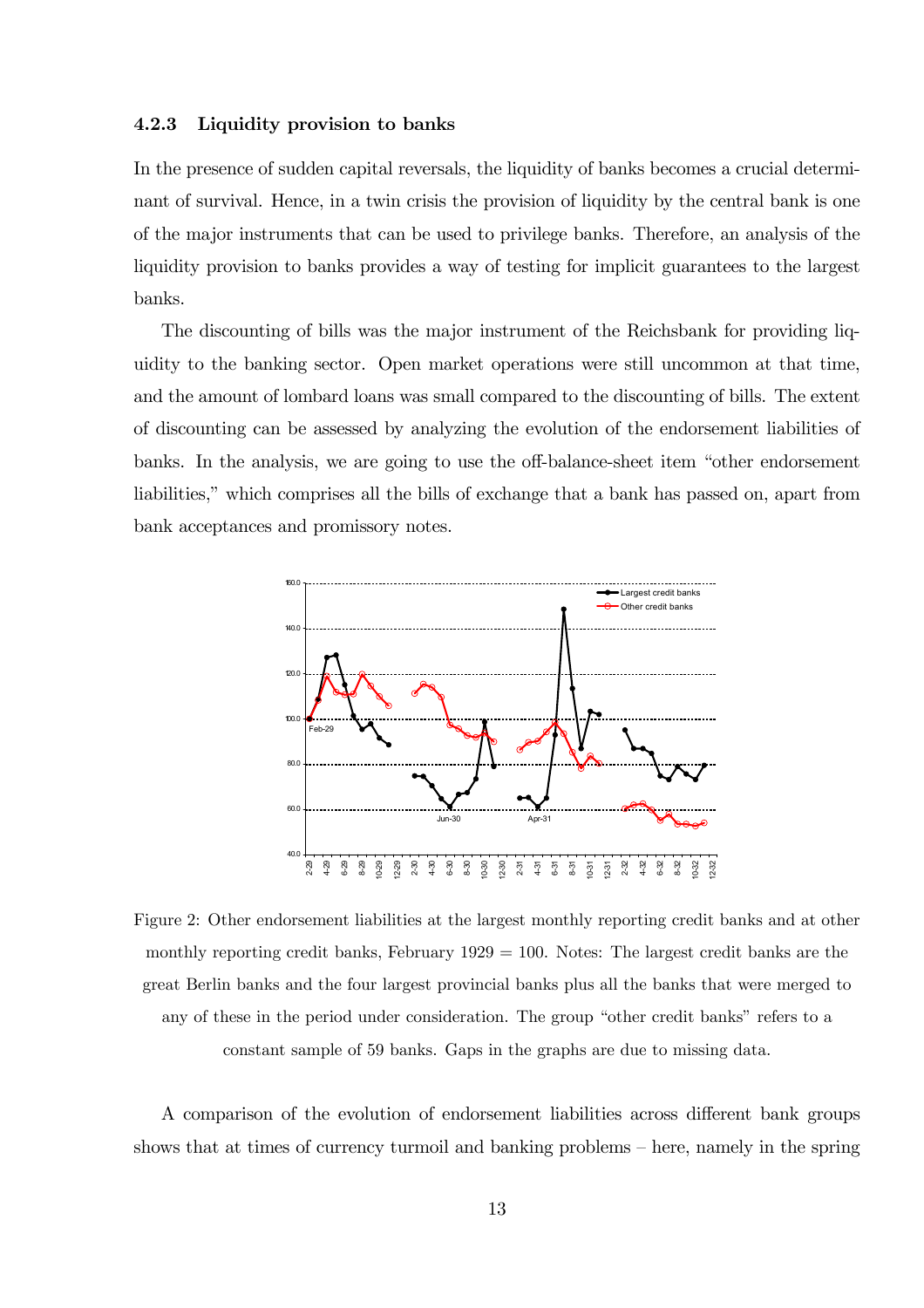### 4.2.3 Liquidity provision to banks

In the presence of sudden capital reversals, the liquidity of banks becomes a crucial determinant of survival. Hence, in a twin crisis the provision of liquidity by the central bank is one of the major instruments that can be used to privilege banks. Therefore, an analysis of the liquidity provision to banks provides a way of testing for implicit guarantees to the largest banks.

The discounting of bills was the major instrument of the Reichsbank for providing liquidity to the banking sector. Open market operations were still uncommon at that time, and the amount of lombard loans was small compared to the discounting of bills. The extent of discounting can be assessed by analyzing the evolution of the endorsement liabilities of banks. In the analysis, we are going to use the off-balance-sheet item "other endorsement liabilities," which comprises all the bills of exchange that a bank has passed on, apart from bank acceptances and promissory notes.

Figure 2: Other endorsement liabilities at the largest monthly reporting credit banks and at other monthly reporting credit banks, February 1929 = 100. Notes: The largest credit banks are the great Berlin banks and the four largest provincial banks plus all the banks that were merged to any of these in the period under consideration. The group "other credit banks" refers to a constant sample of 59 banks. Gaps in the graphs are due to missing data.

A comparison of the evolution of endorsement liabilities across different bank groups shows that at times of currency turmoil and banking problems – here, namely in the spring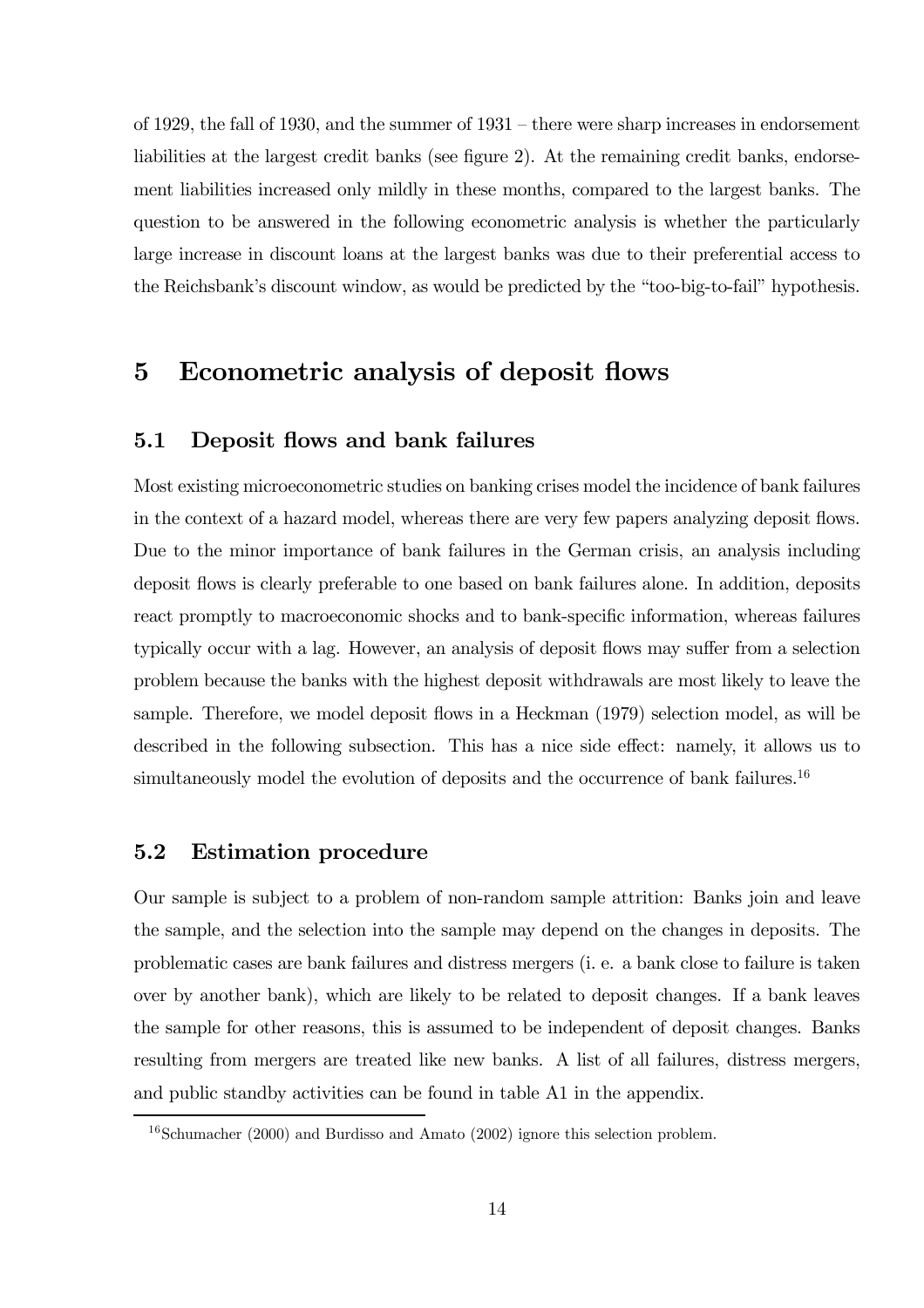of 1929, the fall of 1930, and the summer of 1931 – there were sharp increases in endorsement liabilities at the largest credit banks (see figure 2). At the remaining credit banks, endorsement liabilities increased only mildly in these months, compared to the largest banks. The question to be answered in the following econometric analysis is whether the particularly large increase in discount loans at the largest banks was due to their preferential access to the Reichsbank's discount window, as would be predicted by the "too-big-to-fail" hypothesis.

# 5 Econometric analysis of deposit flows

## 5.1 Deposit flows and bank failures

Most existing microeconometric studies on banking crises model the incidence of bank failures in the context of a hazard model, whereas there are very few papers analyzing deposit flows. Due to the minor importance of bank failures in the German crisis, an analysis including deposit flows is clearly preferable to one based on bank failures alone. In addition, deposits react promptly to macroeconomic shocks and to bank-specific information, whereas failures typically occur with a lag. However, an analysis of deposit flows may suffer from a selection problem because the banks with the highest deposit withdrawals are most likely to leave the sample. Therefore, we model deposit flows in a Heckman (1979) selection model, as will be described in the following subsection. This has a nice side effect: namely, it allows us to simultaneously model the evolution of deposits and the occurrence of bank failures.[16]

## 5.2 Estimation procedure

Our sample is subject to a problem of non-random sample attrition: Banks join and leave the sample, and the selection into the sample may depend on the changes in deposits. The problematic cases are bank failures and distress mergers (i. e. a bank close to failure is taken over by another bank), which are likely to be related to deposit changes. If a bank leaves the sample for other reasons, this is assumed to be independent of deposit changes. Banks resulting from mergers are treated like new banks. A list of all failures, distress mergers, and public standby activities can be found in table A1 in the appendix.

[16] Schumacher (2000) and Burdisso and Amato (2002) ignore this selection problem.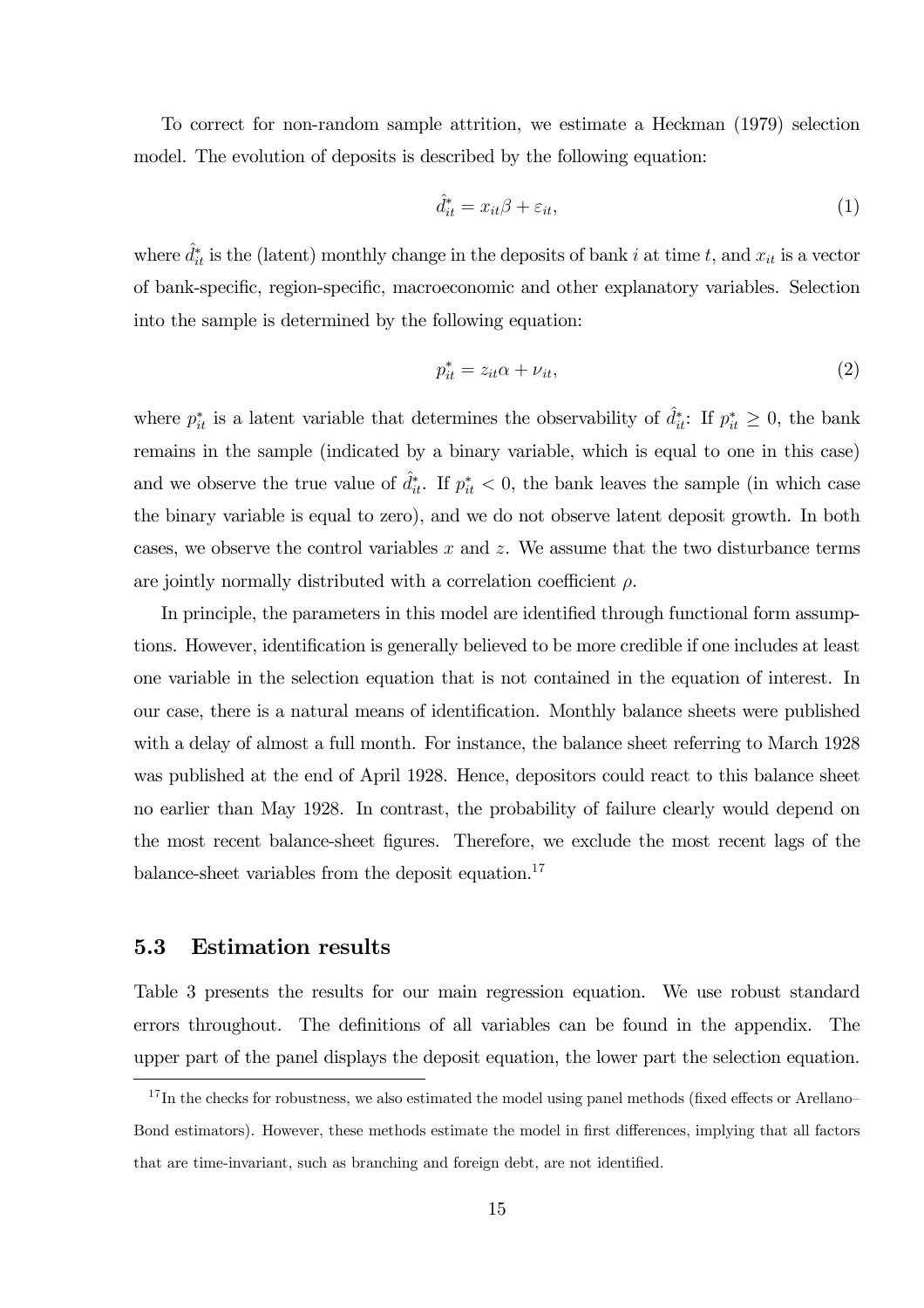To correct for non-random sample attrition, we estimate a Heckman (1979) selection model. The evolution of deposits is described by the following equation:

$$\hat{d}_{it}^{*} = x_{it}\beta + \varepsilon_{it}, \tag{1}$$

where $\hat{d}_{it}^{*}$ is the (latent) monthly change in the deposits of bank $i$ at time $t$, and $x_{it}$ is a vector of bank-specific, region-specific, macroeconomic and other explanatory variables. Selection into the sample is determined by the following equation:

$$p_{it}^{*} = z_{it}\alpha + \nu_{it}, \tag{2}$$

where $p_{it}^{*}$ is a latent variable that determines the observability of $\hat{d}_{it}^{*}$: If $p_{it}^{*} \geq 0$, the bank remains in the sample (indicated by a binary variable, which is equal to one in this case) and we observe the true value of $\hat{d}_{it}^{*}$. If $p_{it}^{*} < 0$, the bank leaves the sample (in which case the binary variable is equal to zero), and we do not observe latent deposit growth. In both cases, we observe the control variables $x$ and $z$. We assume that the two disturbance terms are jointly normally distributed with a correlation coefficient $\rho$.

In principle, the parameters in this model are identified through functional form assumptions. However, identification is generally believed to be more credible if one includes at least one variable in the selection equation that is not contained in the equation of interest. In our case, there is a natural means of identification. Monthly balance sheets were published with a delay of almost a full month. For instance, the balance sheet referring to March 1928 was published at the end of April 1928. Hence, depositors could react to this balance sheet no earlier than May 1928. In contrast, the probability of failure clearly would depend on the most recent balance-sheet figures. Therefore, we exclude the most recent lags of the balance-sheet variables from the deposit equation.[17]

### 5.3 Estimation results

Table 3 presents the results for our main regression equation. We use robust standard errors throughout. The definitions of all variables can be found in the appendix. The upper part of the panel displays the deposit equation, the lower part the selection equation.

[17] In the checks for robustness, we also estimated the model using panel methods (fixed effects or Arellano–Bond estimators). However, these methods estimate the model in first differences, implying that all factors that are time-invariant, such as branching and foreign debt, are not identified.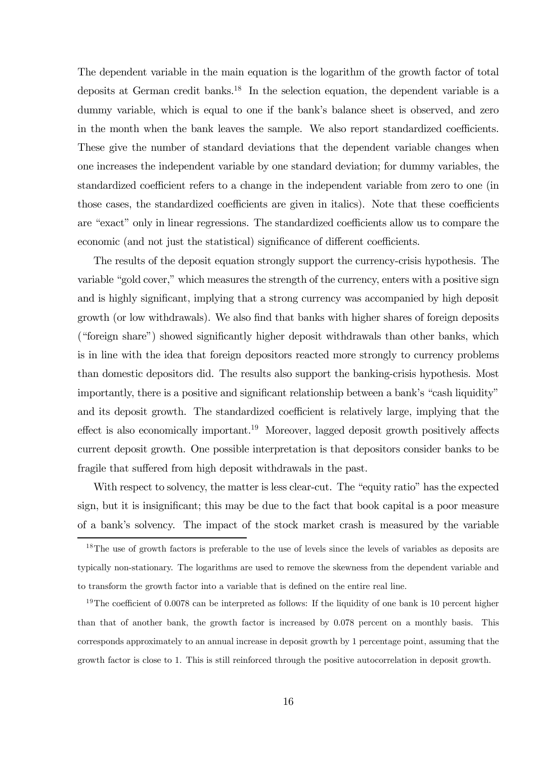The dependent variable in the main equation is the logarithm of the growth factor of total deposits at German credit banks.[18] In the selection equation, the dependent variable is a dummy variable, which is equal to one if the bank's balance sheet is observed, and zero in the month when the bank leaves the sample. We also report standardized coefficients. These give the number of standard deviations that the dependent variable changes when one increases the independent variable by one standard deviation; for dummy variables, the standardized coefficient refers to a change in the independent variable from zero to one (in those cases, the standardized coefficients are given in italics). Note that these coefficients are "exact" only in linear regressions. The standardized coefficients allow us to compare the economic (and not just the statistical) significance of different coefficients.

The results of the deposit equation strongly support the currency-crisis hypothesis. The variable "gold cover," which measures the strength of the currency, enters with a positive sign and is highly significant, implying that a strong currency was accompanied by high deposit growth (or low withdrawals). We also find that banks with higher shares of foreign deposits ("foreign share") showed significantly higher deposit withdrawals than other banks, which is in line with the idea that foreign depositors reacted more strongly to currency problems than domestic depositors did. The results also support the banking-crisis hypothesis. Most importantly, there is a positive and significant relationship between a bank's "cash liquidity" and its deposit growth. The standardized coefficient is relatively large, implying that the effect is also economically important.[19] Moreover, lagged deposit growth positively affects current deposit growth. One possible interpretation is that depositors consider banks to be fragile that suffered from high deposit withdrawals in the past.

With respect to solvency, the matter is less clear-cut. The "equity ratio" has the expected sign, but it is insignificant; this may be due to the fact that book capital is a poor measure of a bank's solvency. The impact of the stock market crash is measured by the variable

[18] The use of growth factors is preferable to the use of levels since the levels of variables as deposits are typically non-stationary. The logarithms are used to remove the skewness from the dependent variable and to transform the growth factor into a variable that is defined on the entire real line.

[19] The coefficient of 0.0078 can be interpreted as follows: If the liquidity of one bank is 10 percent higher than that of another bank, the growth factor is increased by 0.078 percent on a monthly basis. This corresponds approximately to an annual increase in deposit growth by 1 percentage point, assuming that the growth factor is close to 1. This is still reinforced through the positive autocorrelation in deposit growth.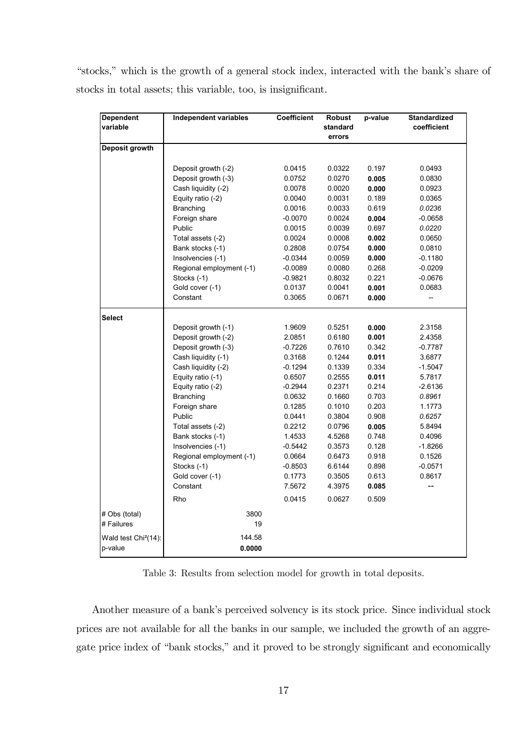"stocks," which is the growth of a general stock index, interacted with the bank's share of stocks in total assets; this variable, too, is insignificant.

| Dependent variable | Independent variables | Coefficient | Robust standard errors | p-value | Standardized coefficient |
|---|---|---|---|---|---|
| **Deposit growth** | | | | | |
| | Deposit growth (-2) | 0.0415 | 0.0322 | 0.197 | 0.0493 |
| | Deposit growth (-3) | 0.0752 | 0.0270 | **0.005** | 0.0830 |
| | Cash liquidity (-2) | 0.0078 | 0.0020 | **0.000** | 0.0923 |
| | Equity ratio (-2) | 0.0040 | 0.0031 | 0.189 | 0.0365 |
| | Branching | 0.0016 | 0.0033 | 0.619 | *0.0236* |
| | Foreign share | -0.0070 | 0.0024 | **0.004** | -0.0658 |
| | Public | 0.0015 | 0.0039 | 0.697 | *0.0220* |
| | Total assets (-2) | 0.0024 | 0.0008 | **0.002** | 0.0650 |
| | Bank stocks (-1) | 0.2808 | 0.0754 | **0.000** | 0.0810 |
| | Insolvencies (-1) | -0.0344 | 0.0059 | **0.000** | -0.1180 |
| | Regional employment (-1) | -0.0089 | 0.0080 | 0.268 | -0.0209 |
| | Stocks (-1) | -0.9821 | 0.8032 | 0.221 | -0.0676 |
| | Gold cover (-1) | 0.0137 | 0.0041 | **0.001** | 0.0683 |
| | Constant | 0.3065 | 0.0671 | **0.000** | -- |
| **Select** | | | | | |
| | Deposit growth (-1) | 1.9609 | 0.5251 | **0.000** | 2.3158 |
| | Deposit growth (-2) | 2.0851 | 0.6180 | **0.001** | 2.4358 |
| | Deposit growth (-3) | -0.7226 | 0.7610 | 0.342 | -0.7787 |
| | Cash liquidity (-1) | 0.3168 | 0.1244 | **0.011** | 3.6877 |
| | Cash liquidity (-2) | -0.1294 | 0.1339 | 0.334 | -1.5047 |
| | Equity ratio (-1) | 0.6507 | 0.2555 | **0.011** | 5.7817 |
| | Equity ratio (-2) | -0.2944 | 0.2371 | 0.214 | -2.6136 |
| | Branching | 0.0632 | 0.1660 | 0.703 | *0.8961* |
| | Foreign share | 0.1285 | 0.1010 | 0.203 | 1.1773 |
| | Public | 0.0441 | 0.3804 | 0.908 | *0.6257* |
| | Total assets (-2) | 0.2212 | 0.0796 | **0.005** | 5.8494 |
| | Bank stocks (-1) | 1.4533 | 4.5268 | 0.748 | 0.4096 |
| | Insolvencies (-1) | -0.5442 | 0.3573 | 0.128 | -1.8266 |
| | Regional employment (-1) | 0.0664 | 0.6473 | 0.918 | 0.1526 |
| | Stocks (-1) | -0.8503 | 6.6144 | 0.898 | -0.0571 |
| | Gold cover (-1) | 0.1773 | 0.3505 | 0.613 | 0.8617 |
| | Constant | 7.5672 | 4.3975 | **0.085** | -- |
| | Rho | 0.0415 | 0.0627 | 0.509 | |
| # Obs (total) | 3800 | | | | |
| # Failures | 19 | | | | |
| Wald test Chi²(14): | 144.58 | | | | |
| p-value | **0.0000** | | | | |

Table 3: Results from selection model for growth in total deposits.

Another measure of a bank's perceived solvency is its stock price. Since individual stock prices are not available for all the banks in our sample, we included the growth of an aggregate price index of "bank stocks," and it proved to be strongly significant and economically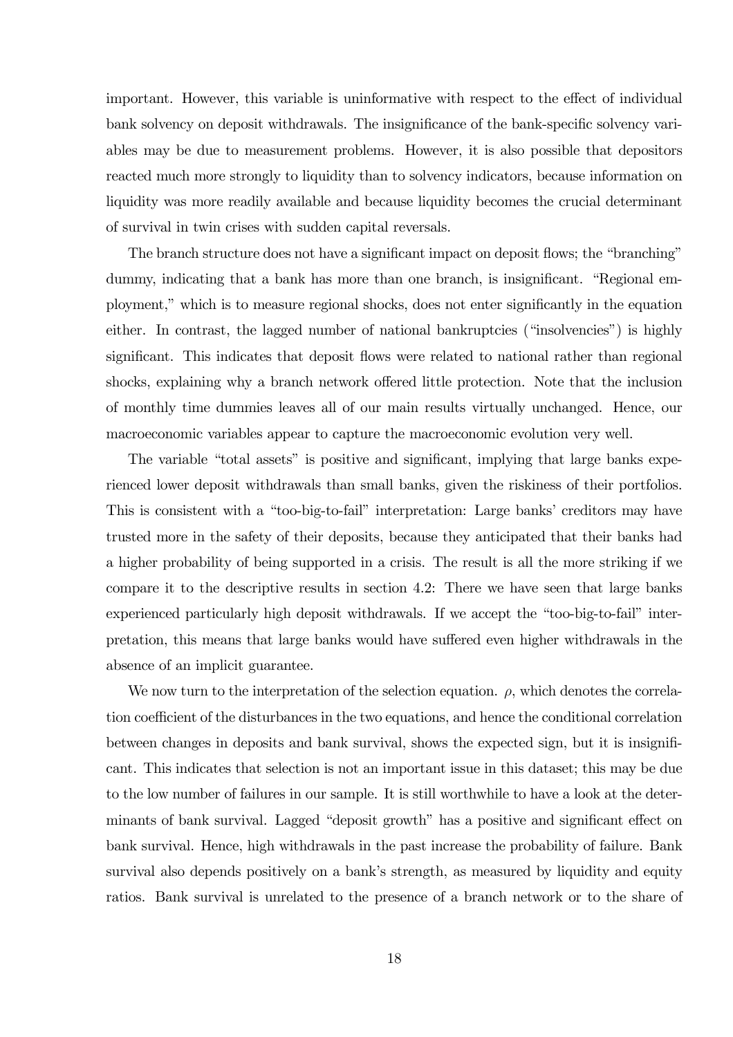important. However, this variable is uninformative with respect to the effect of individual bank solvency on deposit withdrawals. The insignificance of the bank-specific solvency variables may be due to measurement problems. However, it is also possible that depositors reacted much more strongly to liquidity than to solvency indicators, because information on liquidity was more readily available and because liquidity becomes the crucial determinant of survival in twin crises with sudden capital reversals.

The branch structure does not have a significant impact on deposit flows; the "branching" dummy, indicating that a bank has more than one branch, is insignificant. "Regional employment," which is to measure regional shocks, does not enter significantly in the equation either. In contrast, the lagged number of national bankruptcies ("insolvencies") is highly significant. This indicates that deposit flows were related to national rather than regional shocks, explaining why a branch network offered little protection. Note that the inclusion of monthly time dummies leaves all of our main results virtually unchanged. Hence, our macroeconomic variables appear to capture the macroeconomic evolution very well.

The variable "total assets" is positive and significant, implying that large banks experienced lower deposit withdrawals than small banks, given the riskiness of their portfolios. This is consistent with a "too-big-to-fail" interpretation: Large banks' creditors may have trusted more in the safety of their deposits, because they anticipated that their banks had a higher probability of being supported in a crisis. The result is all the more striking if we compare it to the descriptive results in section 4.2: There we have seen that large banks experienced particularly high deposit withdrawals. If we accept the "too-big-to-fail" interpretation, this means that large banks would have suffered even higher withdrawals in the absence of an implicit guarantee.

We now turn to the interpretation of the selection equation. $\rho$, which denotes the correlation coefficient of the disturbances in the two equations, and hence the conditional correlation between changes in deposits and bank survival, shows the expected sign, but it is insignificant. This indicates that selection is not an important issue in this dataset; this may be due to the low number of failures in our sample. It is still worthwhile to have a look at the determinants of bank survival. Lagged "deposit growth" has a positive and significant effect on bank survival. Hence, high withdrawals in the past increase the probability of failure. Bank survival also depends positively on a bank's strength, as measured by liquidity and equity ratios. Bank survival is unrelated to the presence of a branch network or to the share of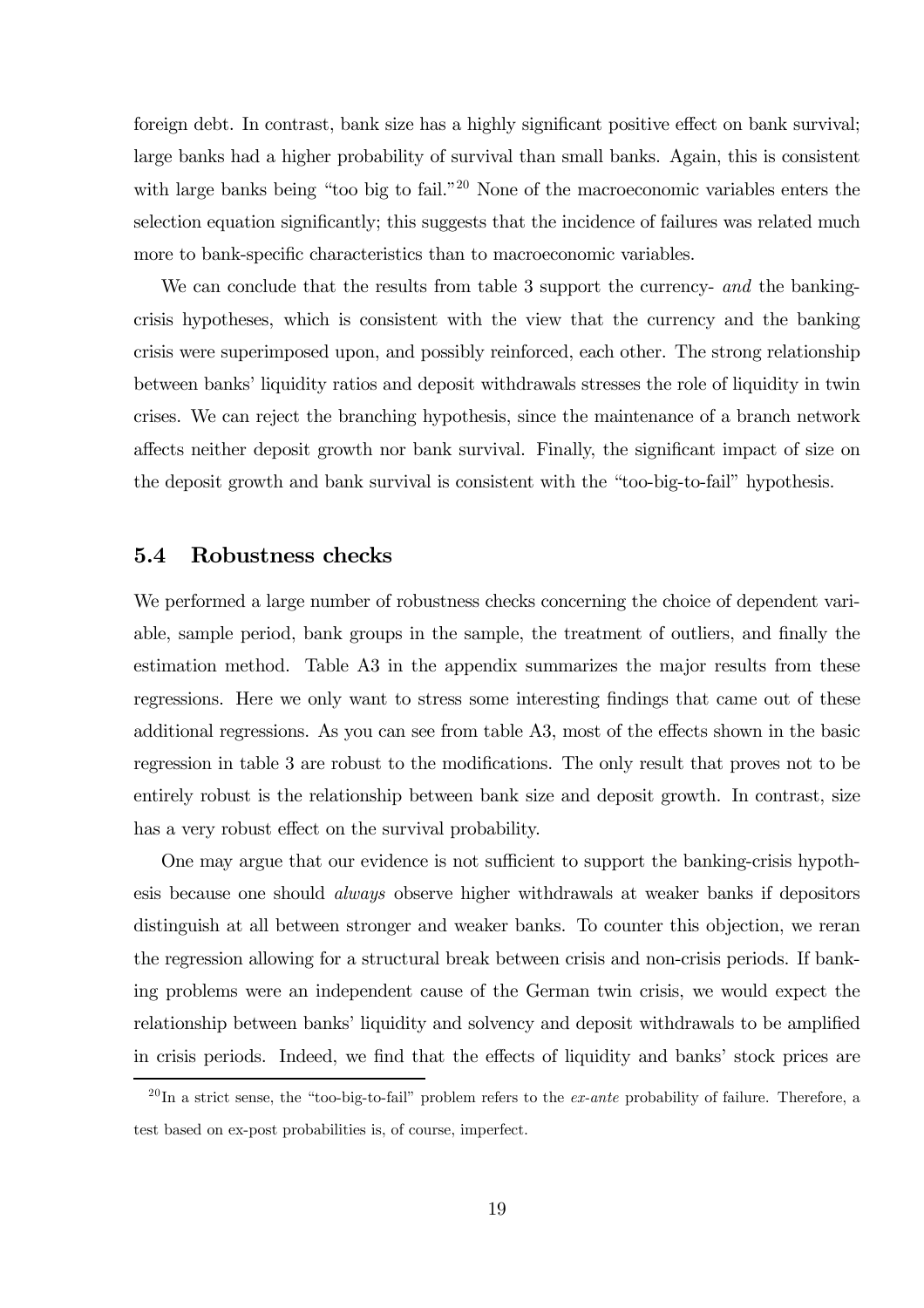foreign debt. In contrast, bank size has a highly significant positive effect on bank survival; large banks had a higher probability of survival than small banks. Again, this is consistent with large banks being "too big to fail."[20] None of the macroeconomic variables enters the selection equation significantly; this suggests that the incidence of failures was related much more to bank-specific characteristics than to macroeconomic variables.

We can conclude that the results from table 3 support the currency- *and* the banking-crisis hypotheses, which is consistent with the view that the currency and the banking crisis were superimposed upon, and possibly reinforced, each other. The strong relationship between banks' liquidity ratios and deposit withdrawals stresses the role of liquidity in twin crises. We can reject the branching hypothesis, since the maintenance of a branch network affects neither deposit growth nor bank survival. Finally, the significant impact of size on the deposit growth and bank survival is consistent with the "too-big-to-fail" hypothesis.

### 5.4 Robustness checks

We performed a large number of robustness checks concerning the choice of dependent variable, sample period, bank groups in the sample, the treatment of outliers, and finally the estimation method. Table A3 in the appendix summarizes the major results from these regressions. Here we only want to stress some interesting findings that came out of these additional regressions. As you can see from table A3, most of the effects shown in the basic regression in table 3 are robust to the modifications. The only result that proves not to be entirely robust is the relationship between bank size and deposit growth. In contrast, size has a very robust effect on the survival probability.

One may argue that our evidence is not sufficient to support the banking-crisis hypothesis because one should *always* observe higher withdrawals at weaker banks if depositors distinguish at all between stronger and weaker banks. To counter this objection, we reran the regression allowing for a structural break between crisis and non-crisis periods. If banking problems were an independent cause of the German twin crisis, we would expect the relationship between banks' liquidity and solvency and deposit withdrawals to be amplified in crisis periods. Indeed, we find that the effects of liquidity and banks' stock prices are

[20] In a strict sense, the "too-big-to-fail" problem refers to the *ex-ante* probability of failure. Therefore, a test based on ex-post probabilities is, of course, imperfect.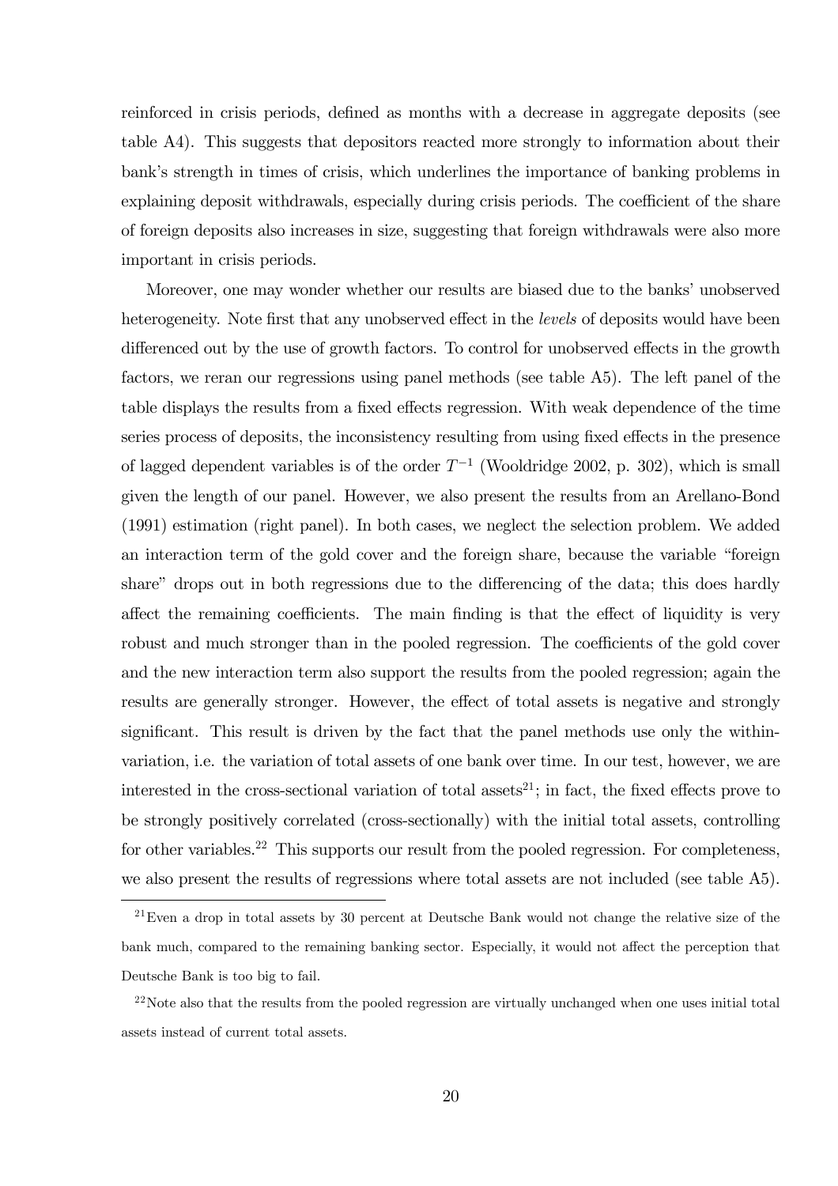reinforced in crisis periods, defined as months with a decrease in aggregate deposits (see table A4). This suggests that depositors reacted more strongly to information about their bank's strength in times of crisis, which underlines the importance of banking problems in explaining deposit withdrawals, especially during crisis periods. The coefficient of the share of foreign deposits also increases in size, suggesting that foreign withdrawals were also more important in crisis periods.

Moreover, one may wonder whether our results are biased due to the banks' unobserved heterogeneity. Note first that any unobserved effect in the *levels* of deposits would have been differenced out by the use of growth factors. To control for unobserved effects in the growth factors, we reran our regressions using panel methods (see table A5). The left panel of the table displays the results from a fixed effects regression. With weak dependence of the time series process of deposits, the inconsistency resulting from using fixed effects in the presence of lagged dependent variables is of the order $T^{-1}$ (Wooldridge 2002, p. 302), which is small given the length of our panel. However, we also present the results from an Arellano-Bond (1991) estimation (right panel). In both cases, we neglect the selection problem. We added an interaction term of the gold cover and the foreign share, because the variable "foreign share" drops out in both regressions due to the differencing of the data; this does hardly affect the remaining coefficients. The main finding is that the effect of liquidity is very robust and much stronger than in the pooled regression. The coefficients of the gold cover and the new interaction term also support the results from the pooled regression; again the results are generally stronger. However, the effect of total assets is negative and strongly significant. This result is driven by the fact that the panel methods use only the within-variation, i.e. the variation of total assets of one bank over time. In our test, however, we are interested in the cross-sectional variation of total assets[21]; in fact, the fixed effects prove to be strongly positively correlated (cross-sectionally) with the initial total assets, controlling for other variables.[22] This supports our result from the pooled regression. For completeness, we also present the results of regressions where total assets are not included (see table A5).

[21] Even a drop in total assets by 30 percent at Deutsche Bank would not change the relative size of the bank much, compared to the remaining banking sector. Especially, it would not affect the perception that Deutsche Bank is too big to fail.

[22] Note also that the results from the pooled regression are virtually unchanged when one uses initial total assets instead of current total assets.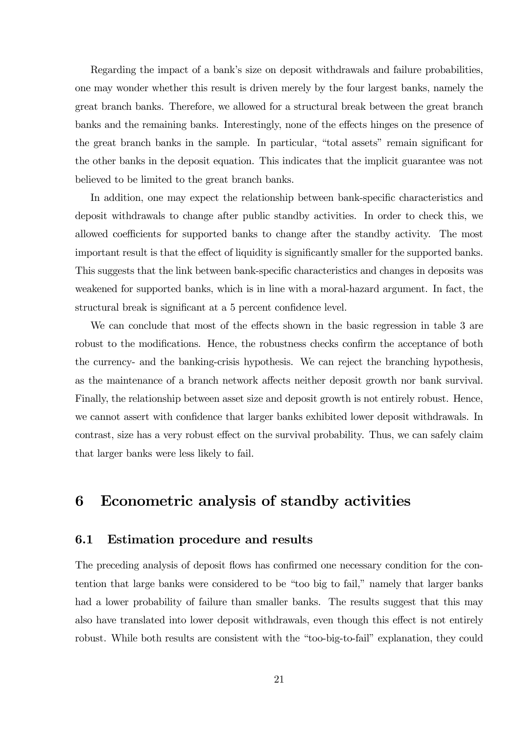Regarding the impact of a bank's size on deposit withdrawals and failure probabilities, one may wonder whether this result is driven merely by the four largest banks, namely the great branch banks. Therefore, we allowed for a structural break between the great branch banks and the remaining banks. Interestingly, none of the effects hinges on the presence of the great branch banks in the sample. In particular, "total assets" remain significant for the other banks in the deposit equation. This indicates that the implicit guarantee was not believed to be limited to the great branch banks.

In addition, one may expect the relationship between bank-specific characteristics and deposit withdrawals to change after public standby activities. In order to check this, we allowed coefficients for supported banks to change after the standby activity. The most important result is that the effect of liquidity is significantly smaller for the supported banks. This suggests that the link between bank-specific characteristics and changes in deposits was weakened for supported banks, which is in line with a moral-hazard argument. In fact, the structural break is significant at a 5 percent confidence level.

We can conclude that most of the effects shown in the basic regression in table 3 are robust to the modifications. Hence, the robustness checks confirm the acceptance of both the currency- and the banking-crisis hypothesis. We can reject the branching hypothesis, as the maintenance of a branch network affects neither deposit growth nor bank survival. Finally, the relationship between asset size and deposit growth is not entirely robust. Hence, we cannot assert with confidence that larger banks exhibited lower deposit withdrawals. In contrast, size has a very robust effect on the survival probability. Thus, we can safely claim that larger banks were less likely to fail.

# 6 Econometric analysis of standby activities

## 6.1 Estimation procedure and results

The preceding analysis of deposit flows has confirmed one necessary condition for the contention that large banks were considered to be "too big to fail," namely that larger banks had a lower probability of failure than smaller banks. The results suggest that this may also have translated into lower deposit withdrawals, even though this effect is not entirely robust. While both results are consistent with the "too-big-to-fail" explanation, they could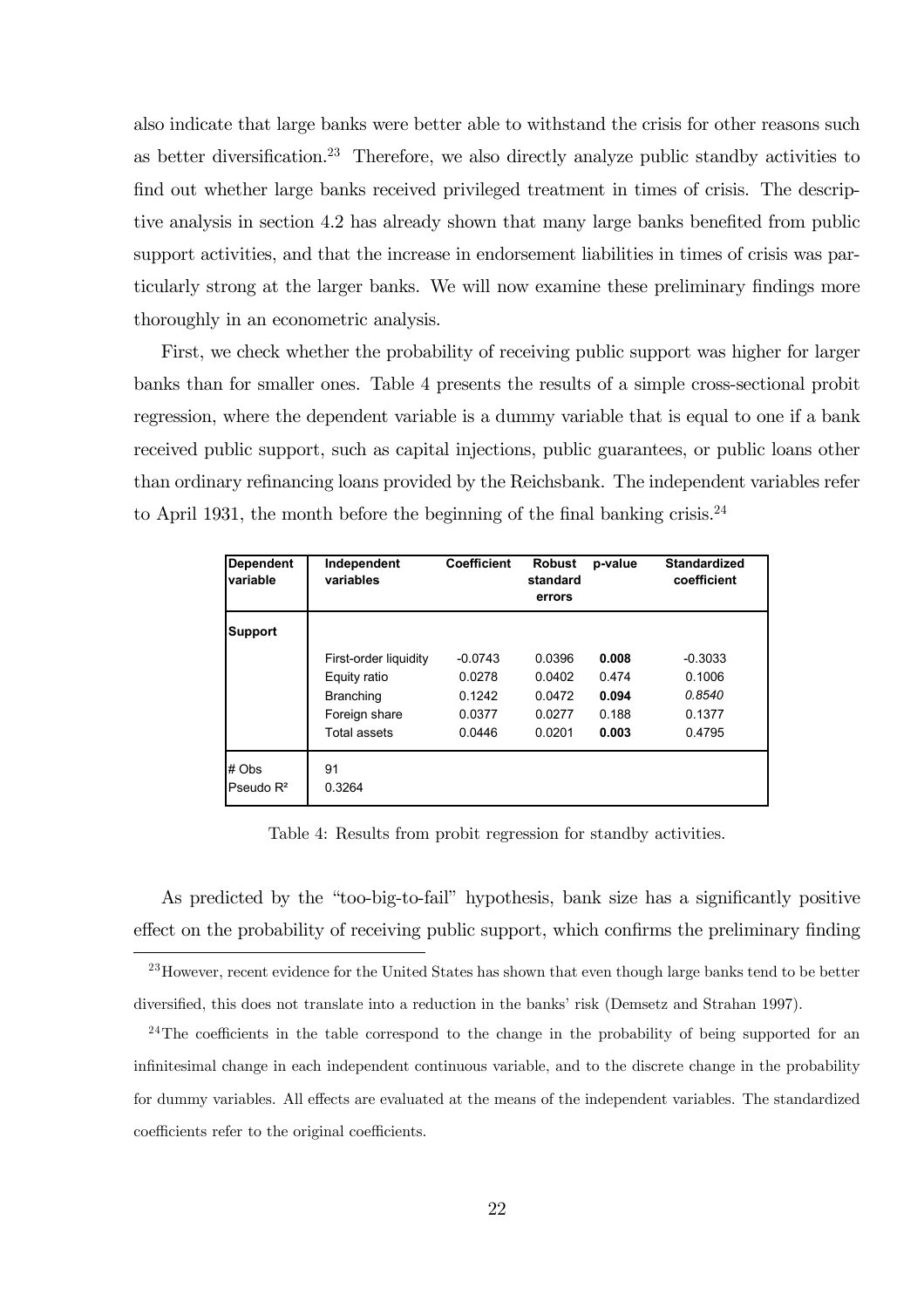also indicate that large banks were better able to withstand the crisis for other reasons such as better diversification.[23] Therefore, we also directly analyze public standby activities to find out whether large banks received privileged treatment in times of crisis. The descriptive analysis in section 4.2 has already shown that many large banks benefited from public support activities, and that the increase in endorsement liabilities in times of crisis was particularly strong at the larger banks. We will now examine these preliminary findings more thoroughly in an econometric analysis.

First, we check whether the probability of receiving public support was higher for larger banks than for smaller ones. Table 4 presents the results of a simple cross-sectional probit regression, where the dependent variable is a dummy variable that is equal to one if a bank received public support, such as capital injections, public guarantees, or public loans other than ordinary refinancing loans provided by the Reichsbank. The independent variables refer to April 1931, the month before the beginning of the final banking crisis.[24]

| Dependent variable | Independent variables | Coefficient | Robust standard errors | p-value | Standardized coefficient |
|---|---|---|---|---|---|
| **Support** | | | | | |
| | First-order liquidity | -0.0743 | 0.0396 | **0.008** | -0.3033 |
| | Equity ratio | 0.0278 | 0.0402 | 0.474 | 0.1006 |
| | Branching | 0.1242 | 0.0472 | **0.094** | *0.8540* |
| | Foreign share | 0.0377 | 0.0277 | 0.188 | 0.1377 |
| | Total assets | 0.0446 | 0.0201 | **0.003** | 0.4795 |
| # Obs | 91 | | | | |
| Pseudo $R^2$ | 0.3264 | | | | |

Table 4: Results from probit regression for standby activities.

As predicted by the "too-big-to-fail" hypothesis, bank size has a significantly positive effect on the probability of receiving public support, which confirms the preliminary finding

[23] However, recent evidence for the United States has shown that even though large banks tend to be better diversified, this does not translate into a reduction in the banks' risk (Demsetz and Strahan 1997).

[24] The coefficients in the table correspond to the change in the probability of being supported for an infinitesimal change in each independent continuous variable, and to the discrete change in the probability for dummy variables. All effects are evaluated at the means of the independent variables. The standardized coefficients refer to the original coefficients.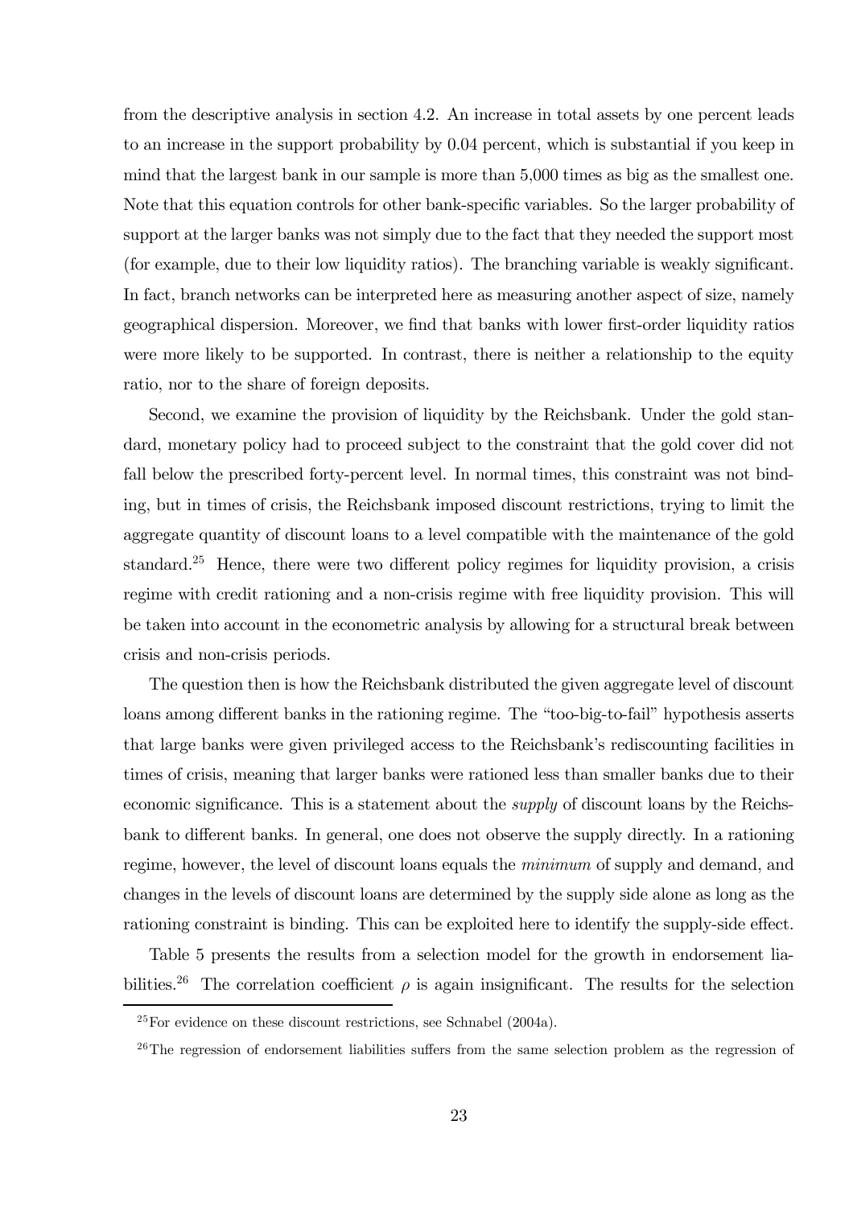from the descriptive analysis in section 4.2. An increase in total assets by one percent leads to an increase in the support probability by 0.04 percent, which is substantial if you keep in mind that the largest bank in our sample is more than 5,000 times as big as the smallest one. Note that this equation controls for other bank-specific variables. So the larger probability of support at the larger banks was not simply due to the fact that they needed the support most (for example, due to their low liquidity ratios). The branching variable is weakly significant. In fact, branch networks can be interpreted here as measuring another aspect of size, namely geographical dispersion. Moreover, we find that banks with lower first-order liquidity ratios were more likely to be supported. In contrast, there is neither a relationship to the equity ratio, nor to the share of foreign deposits.

Second, we examine the provision of liquidity by the Reichsbank. Under the gold standard, monetary policy had to proceed subject to the constraint that the gold cover did not fall below the prescribed forty-percent level. In normal times, this constraint was not binding, but in times of crisis, the Reichsbank imposed discount restrictions, trying to limit the aggregate quantity of discount loans to a level compatible with the maintenance of the gold standard.[25] Hence, there were two different policy regimes for liquidity provision, a crisis regime with credit rationing and a non-crisis regime with free liquidity provision. This will be taken into account in the econometric analysis by allowing for a structural break between crisis and non-crisis periods.

The question then is how the Reichsbank distributed the given aggregate level of discount loans among different banks in the rationing regime. The "too-big-to-fail" hypothesis asserts that large banks were given privileged access to the Reichsbank's rediscounting facilities in times of crisis, meaning that larger banks were rationed less than smaller banks due to their economic significance. This is a statement about the *supply* of discount loans by the Reichsbank to different banks. In general, one does not observe the supply directly. In a rationing regime, however, the level of discount loans equals the *minimum* of supply and demand, and changes in the levels of discount loans are determined by the supply side alone as long as the rationing constraint is binding. This can be exploited here to identify the supply-side effect.

Table 5 presents the results from a selection model for the growth in endorsement liabilities.[26] The correlation coefficient $\rho$ is again insignificant. The results for the selection

[25] For evidence on these discount restrictions, see Schnabel (2004a).

[26] The regression of endorsement liabilities suffers from the same selection problem as the regression of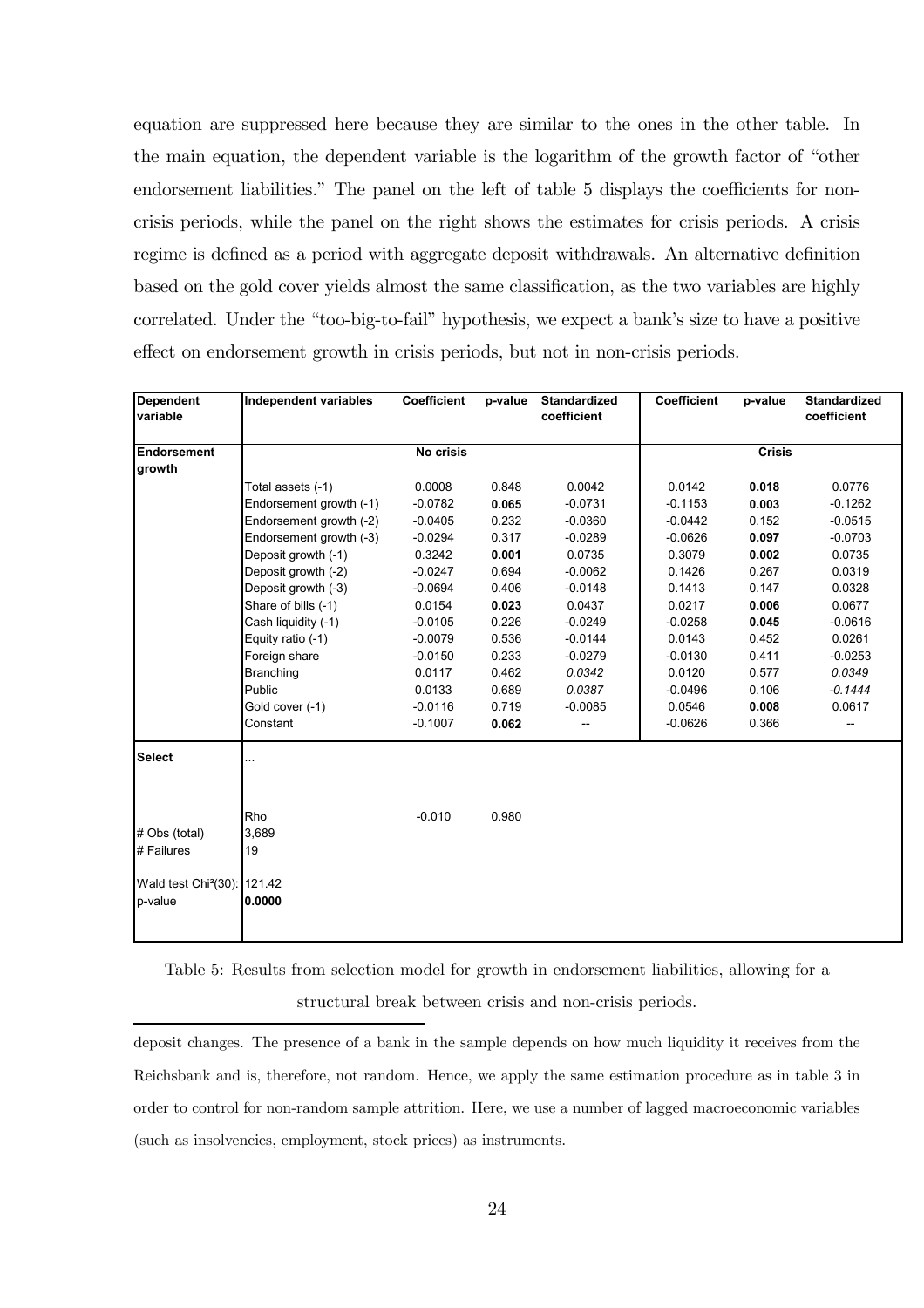equation are suppressed here because they are similar to the ones in the other table. In the main equation, the dependent variable is the logarithm of the growth factor of "other endorsement liabilities." The panel on the left of table 5 displays the coefficients for non-crisis periods, while the panel on the right shows the estimates for crisis periods. A crisis regime is defined as a period with aggregate deposit withdrawals. An alternative definition based on the gold cover yields almost the same classification, as the two variables are highly correlated. Under the "too-big-to-fail" hypothesis, we expect a bank's size to have a positive effect on endorsement growth in crisis periods, but not in non-crisis periods.

| Dependent variable | Independent variables | Coefficient | p-value | Standardized coefficient | Coefficient | p-value | Standardized coefficient |
|---|---|---|---|---|---|---|---|
| Endorsement growth | | No crisis | | | Crisis | | |
| | Total assets (-1) | 0.0008 | 0.848 | 0.0042 | 0.0142 | **0.018** | 0.0776 |
| | Endorsement growth (-1) | -0.0782 | **0.065** | -0.0731 | -0.1153 | **0.003** | -0.1262 |
| | Endorsement growth (-2) | -0.0405 | 0.232 | -0.0360 | -0.0442 | 0.152 | -0.0515 |
| | Endorsement growth (-3) | -0.0294 | 0.317 | -0.0289 | -0.0626 | **0.097** | -0.0703 |
| | Deposit growth (-1) | 0.3242 | **0.001** | 0.0735 | 0.3079 | **0.002** | 0.0735 |
| | Deposit growth (-2) | -0.0247 | 0.694 | -0.0062 | 0.1426 | 0.267 | 0.0319 |
| | Deposit growth (-3) | -0.0694 | 0.406 | -0.0148 | 0.1413 | 0.147 | 0.0328 |
| | Share of bills (-1) | 0.0154 | **0.023** | 0.0437 | 0.0217 | **0.006** | 0.0677 |
| | Cash liquidity (-1) | -0.0105 | 0.226 | -0.0249 | -0.0258 | **0.045** | -0.0616 |
| | Equity ratio (-1) | -0.0079 | 0.536 | -0.0144 | 0.0143 | 0.452 | 0.0261 |
| | Foreign share | -0.0150 | 0.233 | -0.0279 | -0.0130 | 0.411 | -0.0253 |
| | Branching | 0.0117 | 0.462 | *0.0342* | 0.0120 | 0.577 | *0.0349* |
| | Public | 0.0133 | 0.689 | *0.0387* | -0.0496 | 0.106 | *-0.1444* |
| | Gold cover (-1) | -0.0116 | 0.719 | -0.0085 | 0.0546 | **0.008** | 0.0617 |
| | Constant | -0.1007 | **0.062** | -- | -0.0626 | 0.366 | -- |
| Select | ... | | | | | | |
| | Rho | -0.010 | 0.980 | | | | |
| # Obs (total) | 3,689 | | | | | | |
| # Failures | 19 | | | | | | |
| Wald test Chi²(30): | 121.42 | | | | | | |
| p-value | **0.0000** | | | | | | |

Table 5: Results from selection model for growth in endorsement liabilities, allowing for a structural break between crisis and non-crisis periods.

deposit changes. The presence of a bank in the sample depends on how much liquidity it receives from the Reichsbank and is, therefore, not random. Hence, we apply the same estimation procedure as in table 3 in order to control for non-random sample attrition. Here, we use a number of lagged macroeconomic variables (such as insolvencies, employment, stock prices) as instruments.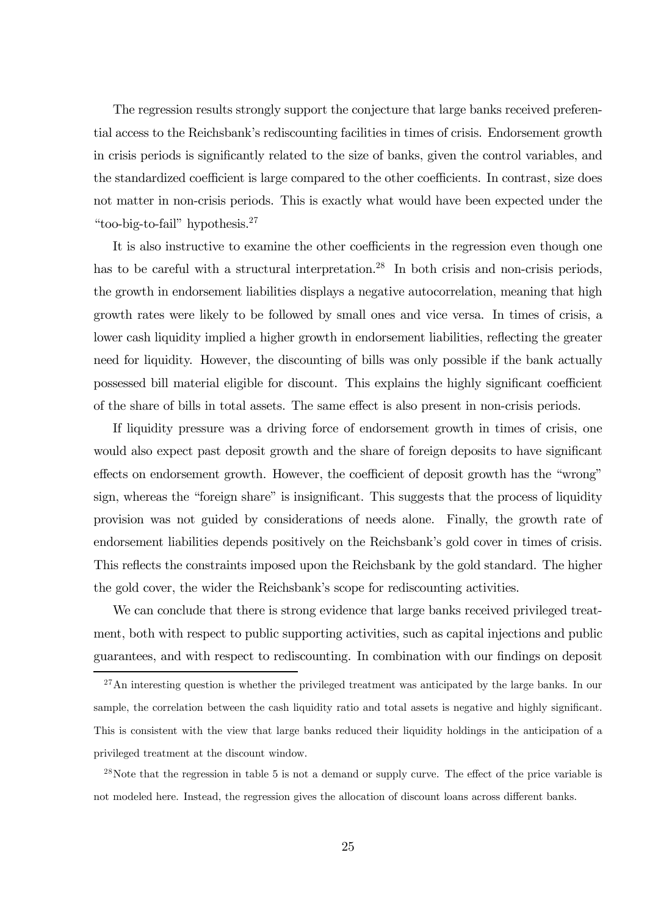The regression results strongly support the conjecture that large banks received preferential access to the Reichsbank's rediscounting facilities in times of crisis. Endorsement growth in crisis periods is significantly related to the size of banks, given the control variables, and the standardized coefficient is large compared to the other coefficients. In contrast, size does not matter in non-crisis periods. This is exactly what would have been expected under the "too-big-to-fail" hypothesis.[27]

It is also instructive to examine the other coefficients in the regression even though one has to be careful with a structural interpretation.[28] In both crisis and non-crisis periods, the growth in endorsement liabilities displays a negative autocorrelation, meaning that high growth rates were likely to be followed by small ones and vice versa. In times of crisis, a lower cash liquidity implied a higher growth in endorsement liabilities, reflecting the greater need for liquidity. However, the discounting of bills was only possible if the bank actually possessed bill material eligible for discount. This explains the highly significant coefficient of the share of bills in total assets. The same effect is also present in non-crisis periods.

If liquidity pressure was a driving force of endorsement growth in times of crisis, one would also expect past deposit growth and the share of foreign deposits to have significant effects on endorsement growth. However, the coefficient of deposit growth has the "wrong" sign, whereas the "foreign share" is insignificant. This suggests that the process of liquidity provision was not guided by considerations of needs alone. Finally, the growth rate of endorsement liabilities depends positively on the Reichsbank's gold cover in times of crisis. This reflects the constraints imposed upon the Reichsbank by the gold standard. The higher the gold cover, the wider the Reichsbank's scope for rediscounting activities.

We can conclude that there is strong evidence that large banks received privileged treatment, both with respect to public supporting activities, such as capital injections and public guarantees, and with respect to rediscounting. In combination with our findings on deposit

[27] An interesting question is whether the privileged treatment was anticipated by the large banks. In our sample, the correlation between the cash liquidity ratio and total assets is negative and highly significant. This is consistent with the view that large banks reduced their liquidity holdings in the anticipation of a privileged treatment at the discount window.

[28] Note that the regression in table 5 is not a demand or supply curve. The effect of the price variable is not modeled here. Instead, the regression gives the allocation of discount loans across different banks.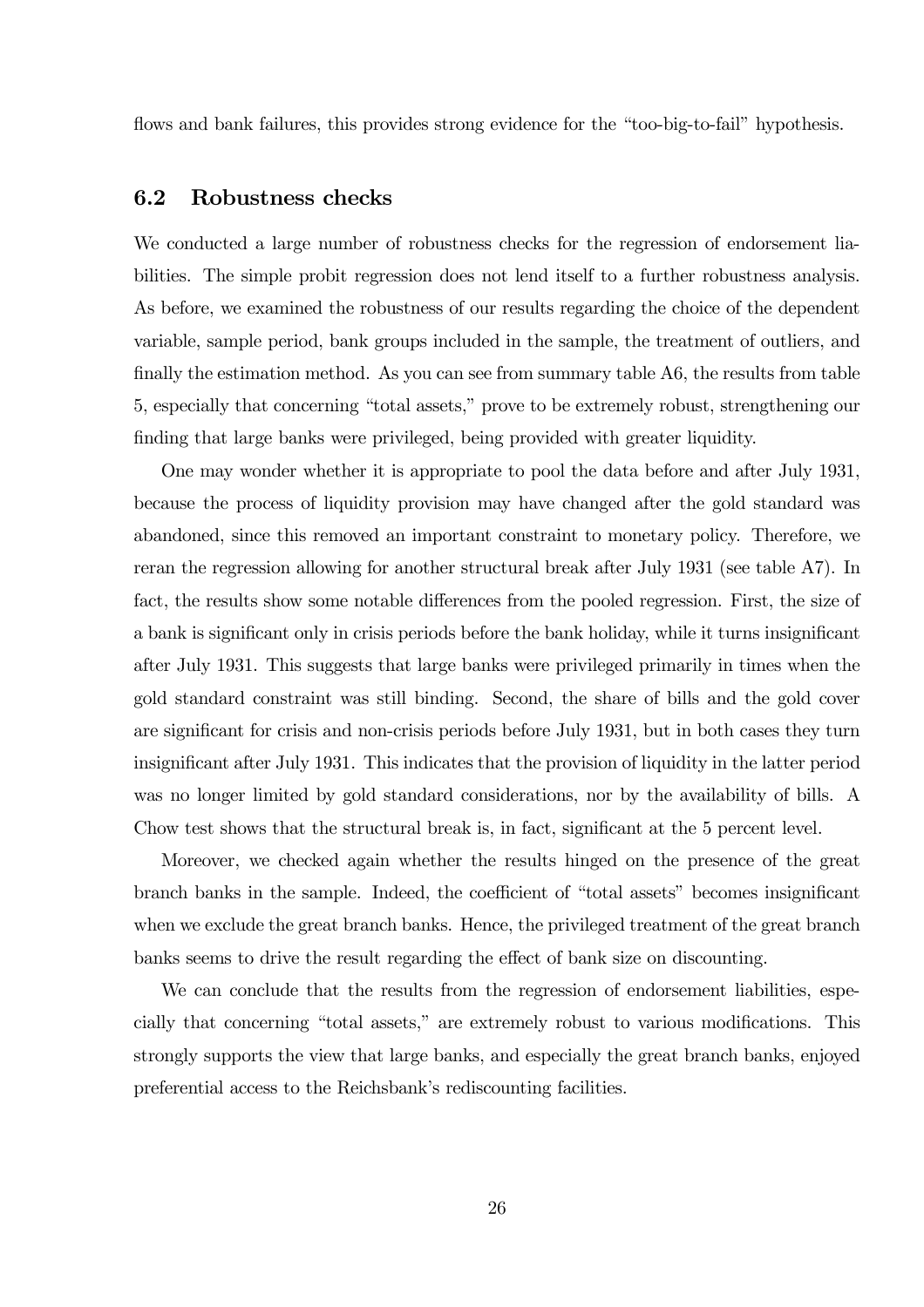flows and bank failures, this provides strong evidence for the "too-big-to-fail" hypothesis.

### 6.2 Robustness checks

We conducted a large number of robustness checks for the regression of endorsement liabilities. The simple probit regression does not lend itself to a further robustness analysis. As before, we examined the robustness of our results regarding the choice of the dependent variable, sample period, bank groups included in the sample, the treatment of outliers, and finally the estimation method. As you can see from summary table A6, the results from table 5, especially that concerning "total assets," prove to be extremely robust, strengthening our finding that large banks were privileged, being provided with greater liquidity.

One may wonder whether it is appropriate to pool the data before and after July 1931, because the process of liquidity provision may have changed after the gold standard was abandoned, since this removed an important constraint to monetary policy. Therefore, we reran the regression allowing for another structural break after July 1931 (see table A7). In fact, the results show some notable differences from the pooled regression. First, the size of a bank is significant only in crisis periods before the bank holiday, while it turns insignificant after July 1931. This suggests that large banks were privileged primarily in times when the gold standard constraint was still binding. Second, the share of bills and the gold cover are significant for crisis and non-crisis periods before July 1931, but in both cases they turn insignificant after July 1931. This indicates that the provision of liquidity in the latter period was no longer limited by gold standard considerations, nor by the availability of bills. A Chow test shows that the structural break is, in fact, significant at the 5 percent level.

Moreover, we checked again whether the results hinged on the presence of the great branch banks in the sample. Indeed, the coefficient of "total assets" becomes insignificant when we exclude the great branch banks. Hence, the privileged treatment of the great branch banks seems to drive the result regarding the effect of bank size on discounting.

We can conclude that the results from the regression of endorsement liabilities, especially that concerning "total assets," are extremely robust to various modifications. This strongly supports the view that large banks, and especially the great branch banks, enjoyed preferential access to the Reichsbank's rediscounting facilities.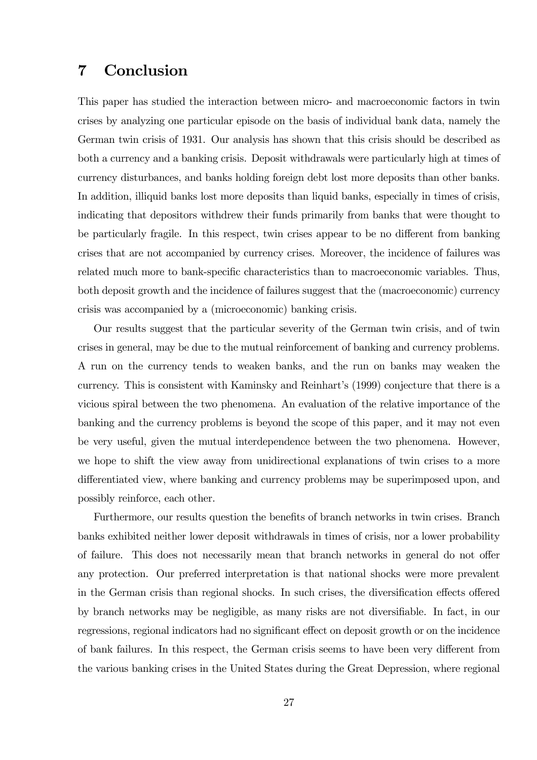# 7 Conclusion

This paper has studied the interaction between micro- and macroeconomic factors in twin crises by analyzing one particular episode on the basis of individual bank data, namely the German twin crisis of 1931. Our analysis has shown that this crisis should be described as both a currency and a banking crisis. Deposit withdrawals were particularly high at times of currency disturbances, and banks holding foreign debt lost more deposits than other banks. In addition, illiquid banks lost more deposits than liquid banks, especially in times of crisis, indicating that depositors withdrew their funds primarily from banks that were thought to be particularly fragile. In this respect, twin crises appear to be no different from banking crises that are not accompanied by currency crises. Moreover, the incidence of failures was related much more to bank-specific characteristics than to macroeconomic variables. Thus, both deposit growth and the incidence of failures suggest that the (macroeconomic) currency crisis was accompanied by a (microeconomic) banking crisis.

Our results suggest that the particular severity of the German twin crisis, and of twin crises in general, may be due to the mutual reinforcement of banking and currency problems. A run on the currency tends to weaken banks, and the run on banks may weaken the currency. This is consistent with Kaminsky and Reinhart's (1999) conjecture that there is a vicious spiral between the two phenomena. An evaluation of the relative importance of the banking and the currency problems is beyond the scope of this paper, and it may not even be very useful, given the mutual interdependence between the two phenomena. However, we hope to shift the view away from unidirectional explanations of twin crises to a more differentiated view, where banking and currency problems may be superimposed upon, and possibly reinforce, each other.

Furthermore, our results question the benefits of branch networks in twin crises. Branch banks exhibited neither lower deposit withdrawals in times of crisis, nor a lower probability of failure. This does not necessarily mean that branch networks in general do not offer any protection. Our preferred interpretation is that national shocks were more prevalent in the German crisis than regional shocks. In such crises, the diversification effects offered by branch networks may be negligible, as many risks are not diversifiable. In fact, in our regressions, regional indicators had no significant effect on deposit growth or on the incidence of bank failures. In this respect, the German crisis seems to have been very different from the various banking crises in the United States during the Great Depression, where regional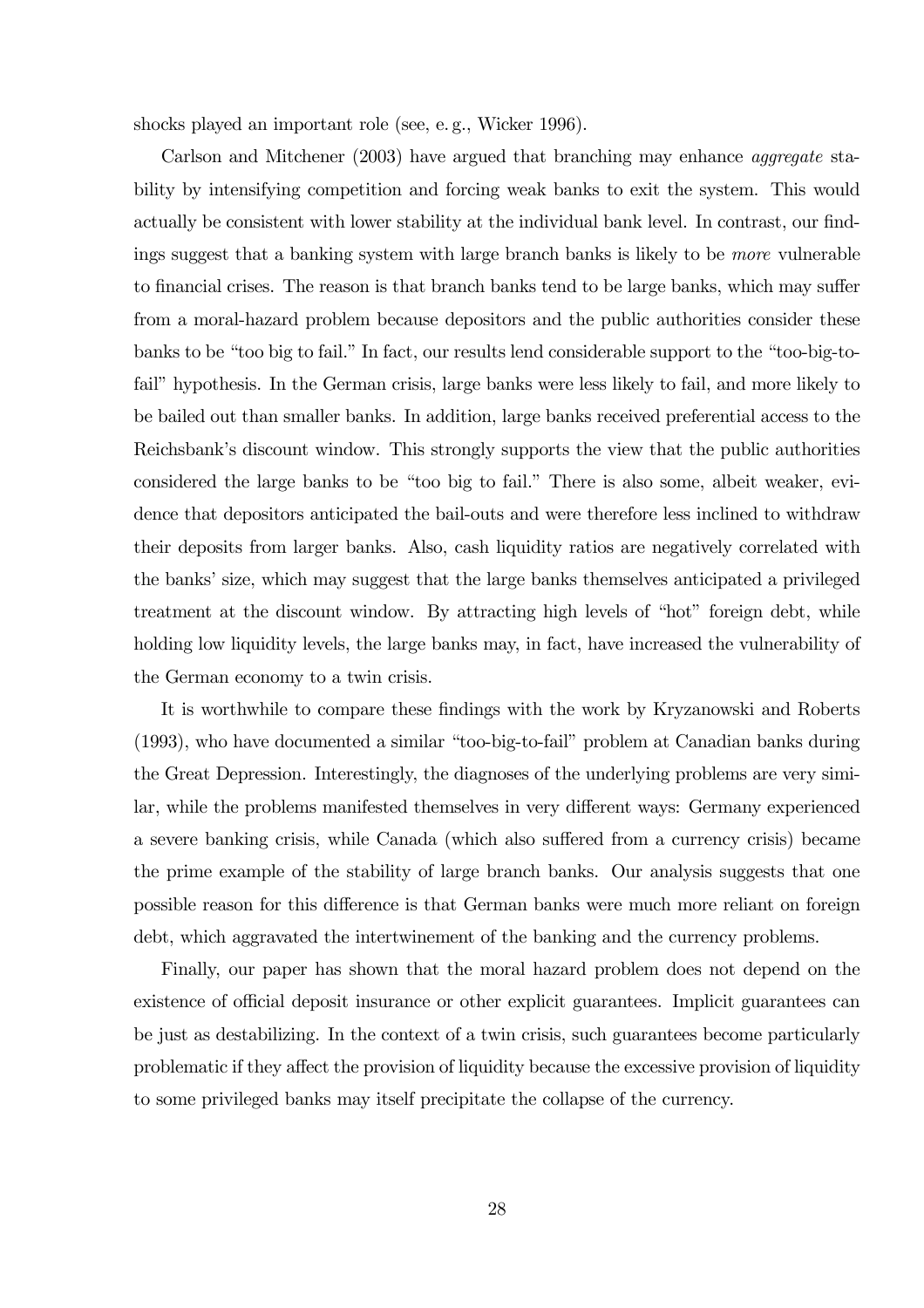shocks played an important role (see, e. g., Wicker 1996).

Carlson and Mitchener (2003) have argued that branching may enhance *aggregate* stability by intensifying competition and forcing weak banks to exit the system. This would actually be consistent with lower stability at the individual bank level. In contrast, our findings suggest that a banking system with large branch banks is likely to be *more* vulnerable to financial crises. The reason is that branch banks tend to be large banks, which may suffer from a moral-hazard problem because depositors and the public authorities consider these banks to be "too big to fail." In fact, our results lend considerable support to the "too-big-to-fail" hypothesis. In the German crisis, large banks were less likely to fail, and more likely to be bailed out than smaller banks. In addition, large banks received preferential access to the Reichsbank's discount window. This strongly supports the view that the public authorities considered the large banks to be "too big to fail." There is also some, albeit weaker, evidence that depositors anticipated the bail-outs and were therefore less inclined to withdraw their deposits from larger banks. Also, cash liquidity ratios are negatively correlated with the banks' size, which may suggest that the large banks themselves anticipated a privileged treatment at the discount window. By attracting high levels of "hot" foreign debt, while holding low liquidity levels, the large banks may, in fact, have increased the vulnerability of the German economy to a twin crisis.

It is worthwhile to compare these findings with the work by Kryzanowski and Roberts (1993), who have documented a similar "too-big-to-fail" problem at Canadian banks during the Great Depression. Interestingly, the diagnoses of the underlying problems are very similar, while the problems manifested themselves in very different ways: Germany experienced a severe banking crisis, while Canada (which also suffered from a currency crisis) became the prime example of the stability of large branch banks. Our analysis suggests that one possible reason for this difference is that German banks were much more reliant on foreign debt, which aggravated the intertwinement of the banking and the currency problems.

Finally, our paper has shown that the moral hazard problem does not depend on the existence of official deposit insurance or other explicit guarantees. Implicit guarantees can be just as destabilizing. In the context of a twin crisis, such guarantees become particularly problematic if they affect the provision of liquidity because the excessive provision of liquidity to some privileged banks may itself precipitate the collapse of the currency.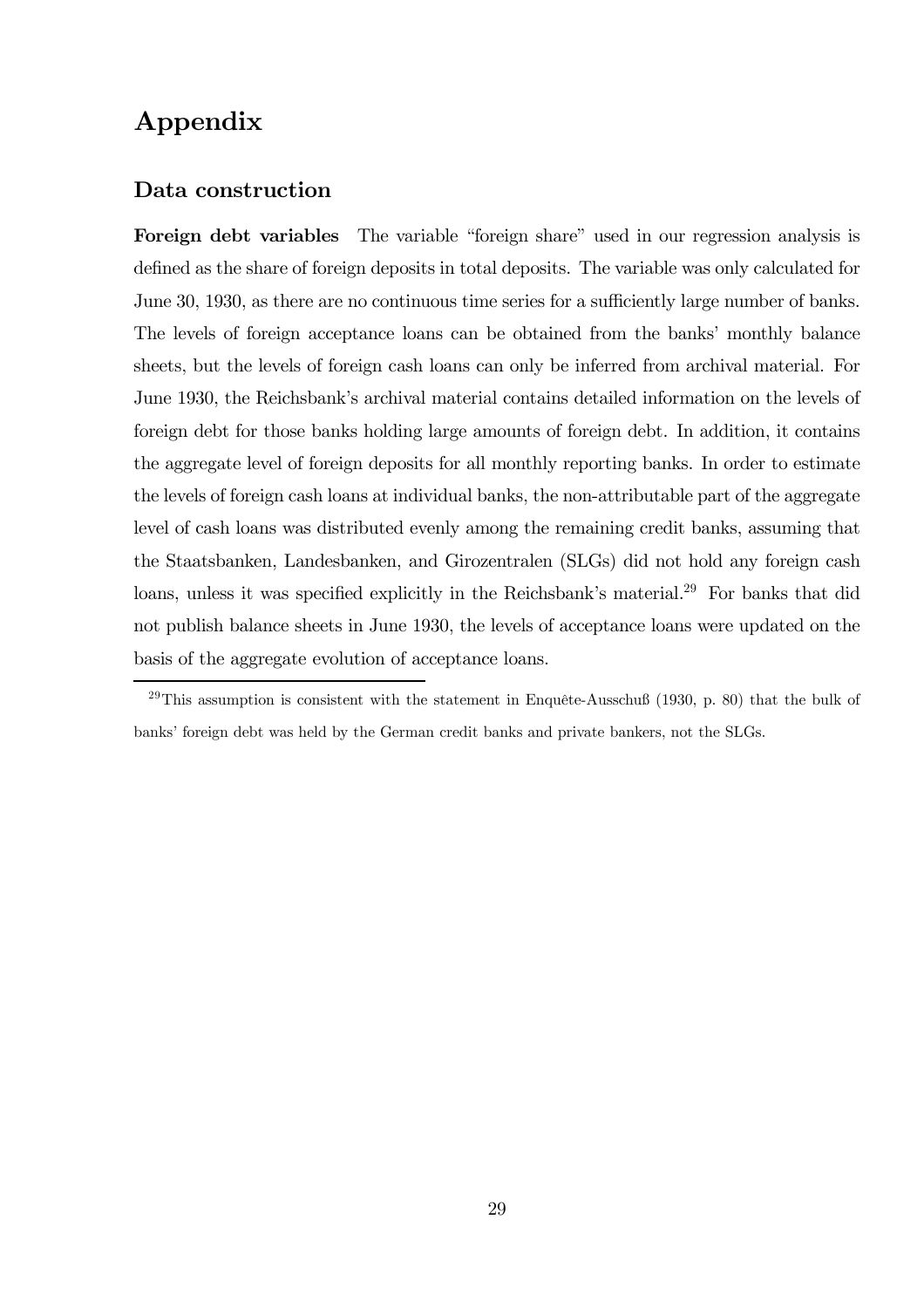# Appendix

## Data construction

**Foreign debt variables** The variable "foreign share" used in our regression analysis is defined as the share of foreign deposits in total deposits. The variable was only calculated for June 30, 1930, as there are no continuous time series for a sufficiently large number of banks. The levels of foreign acceptance loans can be obtained from the banks' monthly balance sheets, but the levels of foreign cash loans can only be inferred from archival material. For June 1930, the Reichsbank's archival material contains detailed information on the levels of foreign debt for those banks holding large amounts of foreign debt. In addition, it contains the aggregate level of foreign deposits for all monthly reporting banks. In order to estimate the levels of foreign cash loans at individual banks, the non-attributable part of the aggregate level of cash loans was distributed evenly among the remaining credit banks, assuming that the Staatsbanken, Landesbanken, and Girozentralen (SLGs) did not hold any foreign cash loans, unless it was specified explicitly in the Reichsbank's material.[29] For banks that did not publish balance sheets in June 1930, the levels of acceptance loans were updated on the basis of the aggregate evolution of acceptance loans.

[29] This assumption is consistent with the statement in Enquête-Ausschuß (1930, p. 80) that the bulk of banks' foreign debt was held by the German credit banks and private bankers, not the SLGs.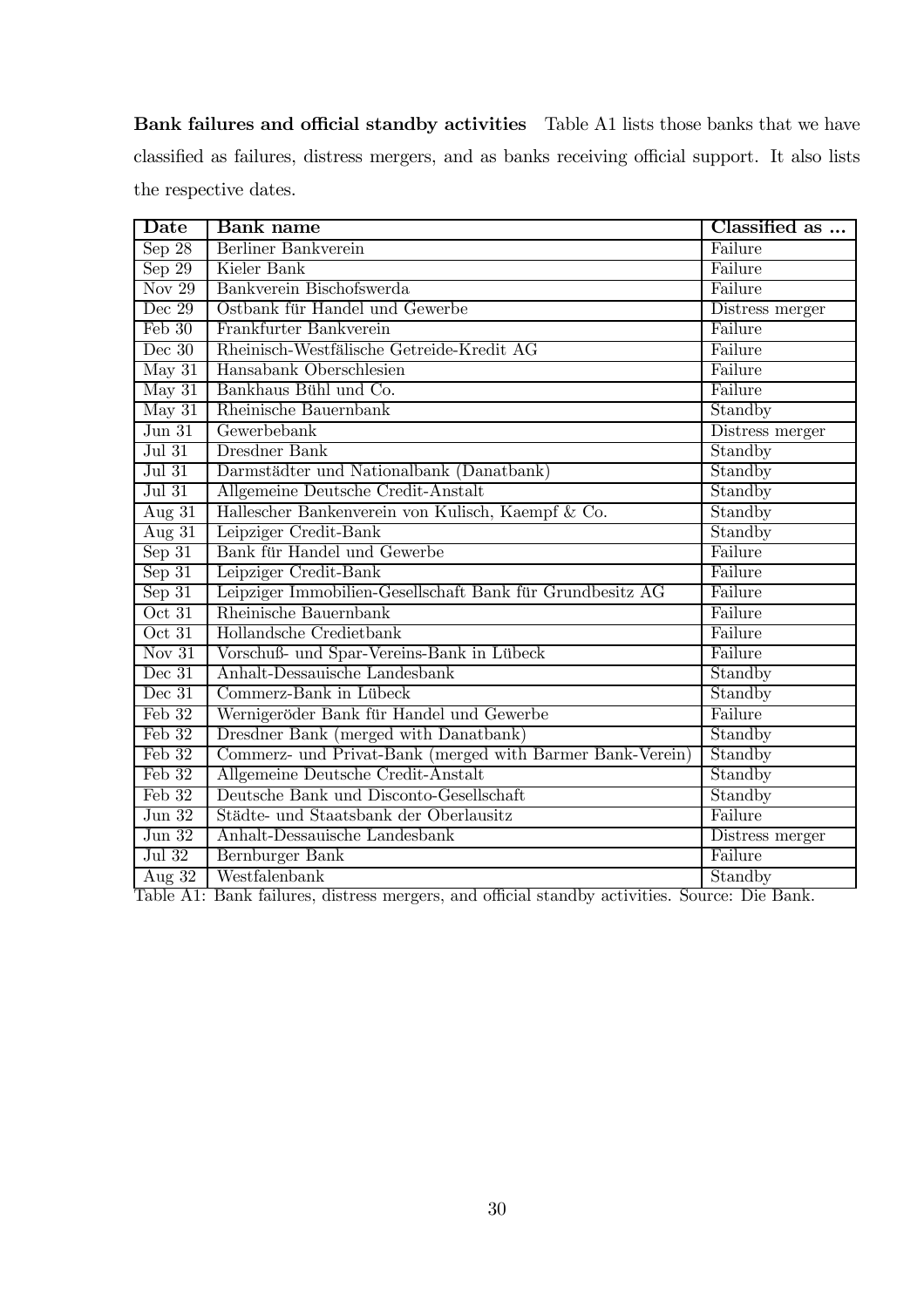**Bank failures and official standby activities** Table A1 lists those banks that we have classified as failures, distress mergers, and as banks receiving official support. It also lists the respective dates.

| Date | Bank name | Classified as ... |
|---|---|---|
| Sep 28 | Berliner Bankverein | Failure |
| Sep 29 | Kieler Bank | Failure |
| Nov 29 | Bankverein Bischofswerda | Failure |
| Dec 29 | Ostbank für Handel und Gewerbe | Distress merger |
| Feb 30 | Frankfurter Bankverein | Failure |
| Dec 30 | Rheinisch-Westfälische Getreide-Kredit AG | Failure |
| May 31 | Hansabank Oberschlesien | Failure |
| May 31 | Bankhaus Bühl und Co. | Failure |
| May 31 | Rheinische Bauernbank | Standby |
| Jun 31 | Gewerbebank | Distress merger |
| Jul 31 | Dresdner Bank | Standby |
| Jul 31 | Darmstädter und Nationalbank (Danatbank) | Standby |
| Jul 31 | Allgemeine Deutsche Credit-Anstalt | Standby |
| Aug 31 | Hallescher Bankenverein von Kulisch, Kaempf & Co. | Standby |
| Aug 31 | Leipziger Credit-Bank | Standby |
| Sep 31 | Bank für Handel und Gewerbe | Failure |
| Sep 31 | Leipziger Credit-Bank | Failure |
| Sep 31 | Leipziger Immobilien-Gesellschaft Bank für Grundbesitz AG | Failure |
| Oct 31 | Rheinische Bauernbank | Failure |
| Oct 31 | Hollandsche Credietbank | Failure |
| Nov 31 | Vorschuß- und Spar-Vereins-Bank in Lübeck | Failure |
| Dec 31 | Anhalt-Dessauische Landesbank | Standby |
| Dec 31 | Commerz-Bank in Lübeck | Standby |
| Feb 32 | Wernigeröder Bank für Handel und Gewerbe | Failure |
| Feb 32 | Dresdner Bank (merged with Danatbank) | Standby |
| Feb 32 | Commerz- und Privat-Bank (merged with Barmer Bank-Verein) | Standby |
| Feb 32 | Allgemeine Deutsche Credit-Anstalt | Standby |
| Feb 32 | Deutsche Bank und Disconto-Gesellschaft | Standby |
| Jun 32 | Städte- und Staatsbank der Oberlausitz | Failure |
| Jun 32 | Anhalt-Dessauische Landesbank | Distress merger |
| Jul 32 | Bernburger Bank | Failure |
| Aug 32 | Westfalenbank | Standby |

Table A1: Bank failures, distress mergers, and official standby activities. Source: Die Bank.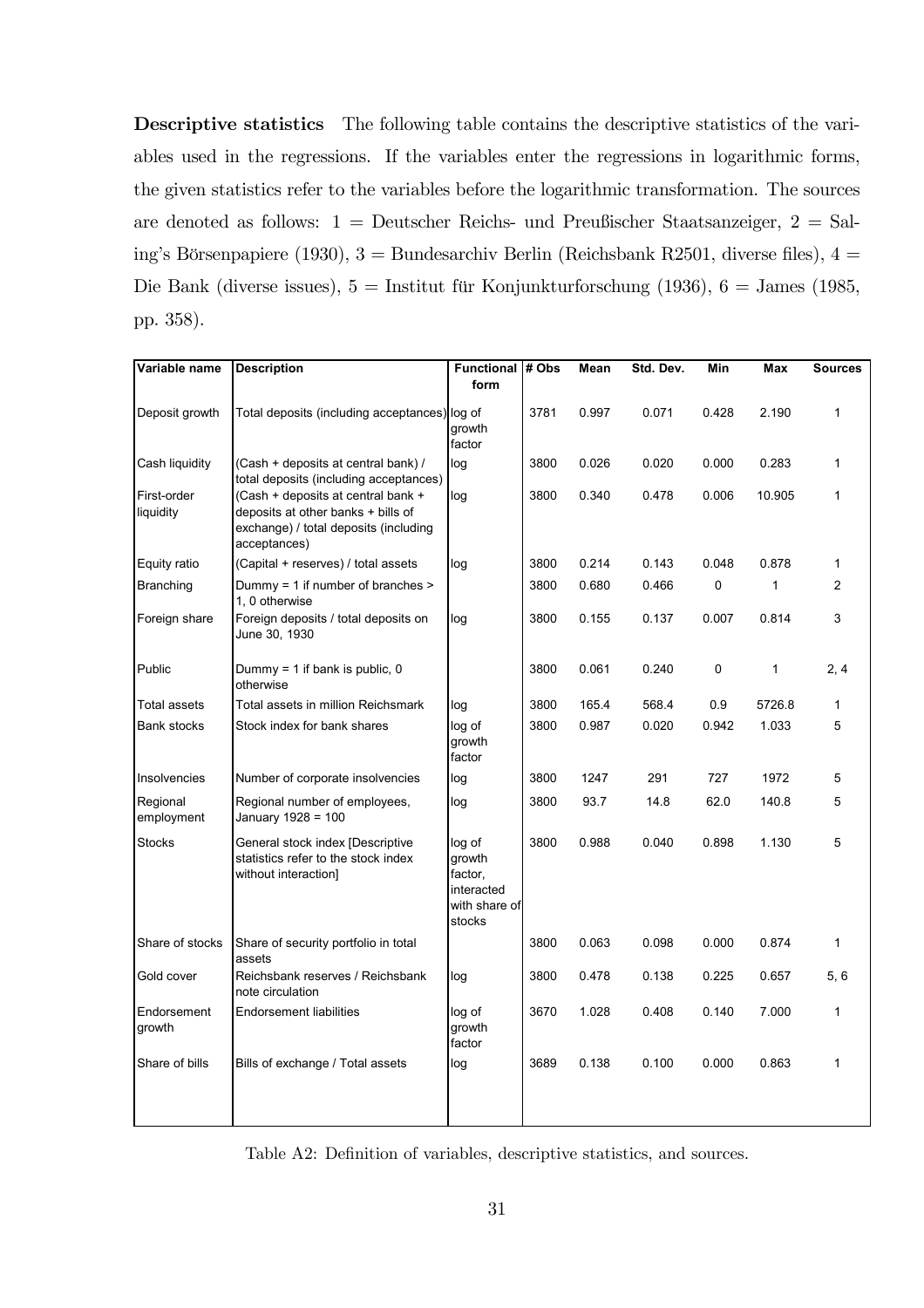**Descriptive statistics** The following table contains the descriptive statistics of the variables used in the regressions. If the variables enter the regressions in logarithmic forms, the given statistics refer to the variables before the logarithmic transformation. The sources are denoted as follows: 1 = Deutscher Reichs- und Preußischer Staatsanzeiger, 2 = Saling's Börsenpapiere (1930), 3 = Bundesarchiv Berlin (Reichsbank R2501, diverse files), 4 = Die Bank (diverse issues), 5 = Institut für Konjunkturforschung (1936), 6 = James (1985, pp. 358).

| Variable name | Description | Functional form | # Obs | Mean | Std. Dev. | Min | Max | Sources |
|---|---|---|---|---|---|---|---|---|
| Deposit growth | Total deposits (including acceptances) | log of growth factor | 3781 | 0.997 | 0.071 | 0.428 | 2.190 | 1 |
| Cash liquidity | (Cash + deposits at central bank) / total deposits (including acceptances) | log | 3800 | 0.026 | 0.020 | 0.000 | 0.283 | 1 |
| First-order liquidity | (Cash + deposits at central bank + deposits at other banks + bills of exchange) / total deposits (including acceptances) | log | 3800 | 0.340 | 0.478 | 0.006 | 10.905 | 1 |
| Equity ratio | (Capital + reserves) / total assets | log | 3800 | 0.214 | 0.143 | 0.048 | 0.878 | 1 |
| Branching | Dummy = 1 if number of branches > 1, 0 otherwise | | 3800 | 0.680 | 0.466 | 0 | 1 | 2 |
| Foreign share | Foreign deposits / total deposits on June 30, 1930 | log | 3800 | 0.155 | 0.137 | 0.007 | 0.814 | 3 |
| Public | Dummy = 1 if bank is public, 0 otherwise | | 3800 | 0.061 | 0.240 | 0 | 1 | 2, 4 |
| Total assets | Total assets in million Reichsmark | log | 3800 | 165.4 | 568.4 | 0.9 | 5726.8 | 1 |
| Bank stocks | Stock index for bank shares | log of growth factor | 3800 | 0.987 | 0.020 | 0.942 | 1.033 | 5 |
| Insolvencies | Number of corporate insolvencies | log | 3800 | 1247 | 291 | 727 | 1972 | 5 |
| Regional employment | Regional number of employees, January 1928 = 100 | log | 3800 | 93.7 | 14.8 | 62.0 | 140.8 | 5 |
| Stocks | General stock index [Descriptive statistics refer to the stock index without interaction] | log of growth factor, interacted with share of stocks | 3800 | 0.988 | 0.040 | 0.898 | 1.130 | 5 |
| Share of stocks | Share of security portfolio in total assets | | 3800 | 0.063 | 0.098 | 0.000 | 0.874 | 1 |
| Gold cover | Reichsbank reserves / Reichsbank note circulation | log | 3800 | 0.478 | 0.138 | 0.225 | 0.657 | 5, 6 |
| Endorsement growth | Endorsement liabilities | log of growth factor | 3670 | 1.028 | 0.408 | 0.140 | 7.000 | 1 |
| Share of bills | Bills of exchange / Total assets | log | 3689 | 0.138 | 0.100 | 0.000 | 0.863 | 1 |

Table A2: Definition of variables, descriptive statistics, and sources.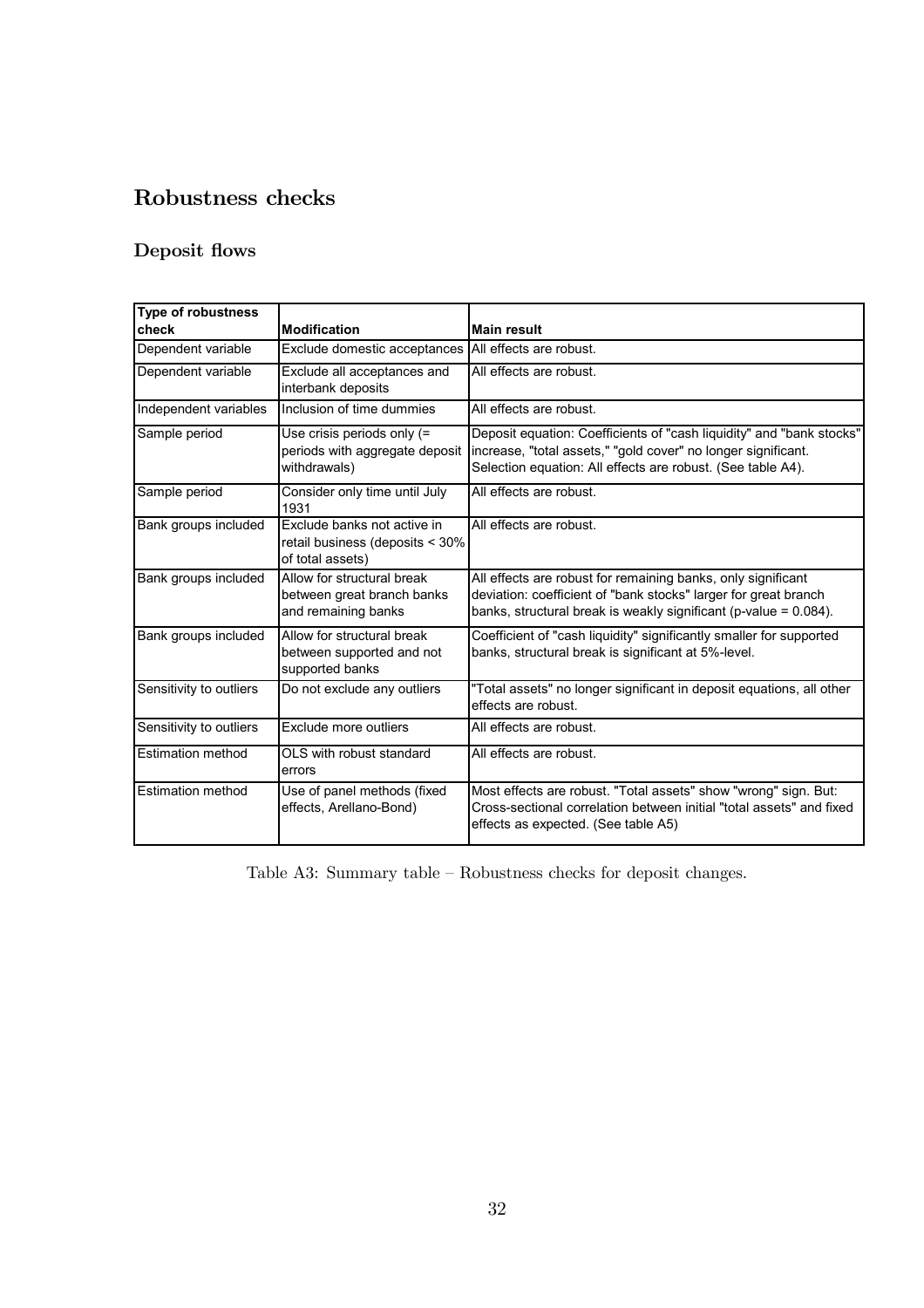## Robustness checks

### Deposit flows

| Type of robustness check | Modification | Main result |
|---|---|---|
| Dependent variable | Exclude domestic acceptances | All effects are robust. |
| Dependent variable | Exclude all acceptances and interbank deposits | All effects are robust. |
| Independent variables | Inclusion of time dummies | All effects are robust. |
| Sample period | Use crisis periods only (= periods with aggregate deposit withdrawals) | Deposit equation: Coefficients of "cash liquidity" and "bank stocks" increase, "total assets," "gold cover" no longer significant. Selection equation: All effects are robust. (See table A4). |
| Sample period | Consider only time until July 1931 | All effects are robust. |
| Bank groups included | Exclude banks not active in retail business (deposits < 30% of total assets) | All effects are robust. |
| Bank groups included | Allow for structural break between great branch banks and remaining banks | All effects are robust for remaining banks, only significant deviation: coefficient of "bank stocks" larger for great branch banks, structural break is weakly significant (p-value = 0.084). |
| Bank groups included | Allow for structural break between supported and not supported banks | Coefficient of "cash liquidity" significantly smaller for supported banks, structural break is significant at 5%-level. |
| Sensitivity to outliers | Do not exclude any outliers | "Total assets" no longer significant in deposit equations, all other effects are robust. |
| Sensitivity to outliers | Exclude more outliers | All effects are robust. |
| Estimation method | OLS with robust standard errors | All effects are robust. |
| Estimation method | Use of panel methods (fixed effects, Arellano-Bond) | Most effects are robust. "Total assets" show "wrong" sign. But: Cross-sectional correlation between initial "total assets" and fixed effects as expected. (See table A5) |

Table A3: Summary table – Robustness checks for deposit changes.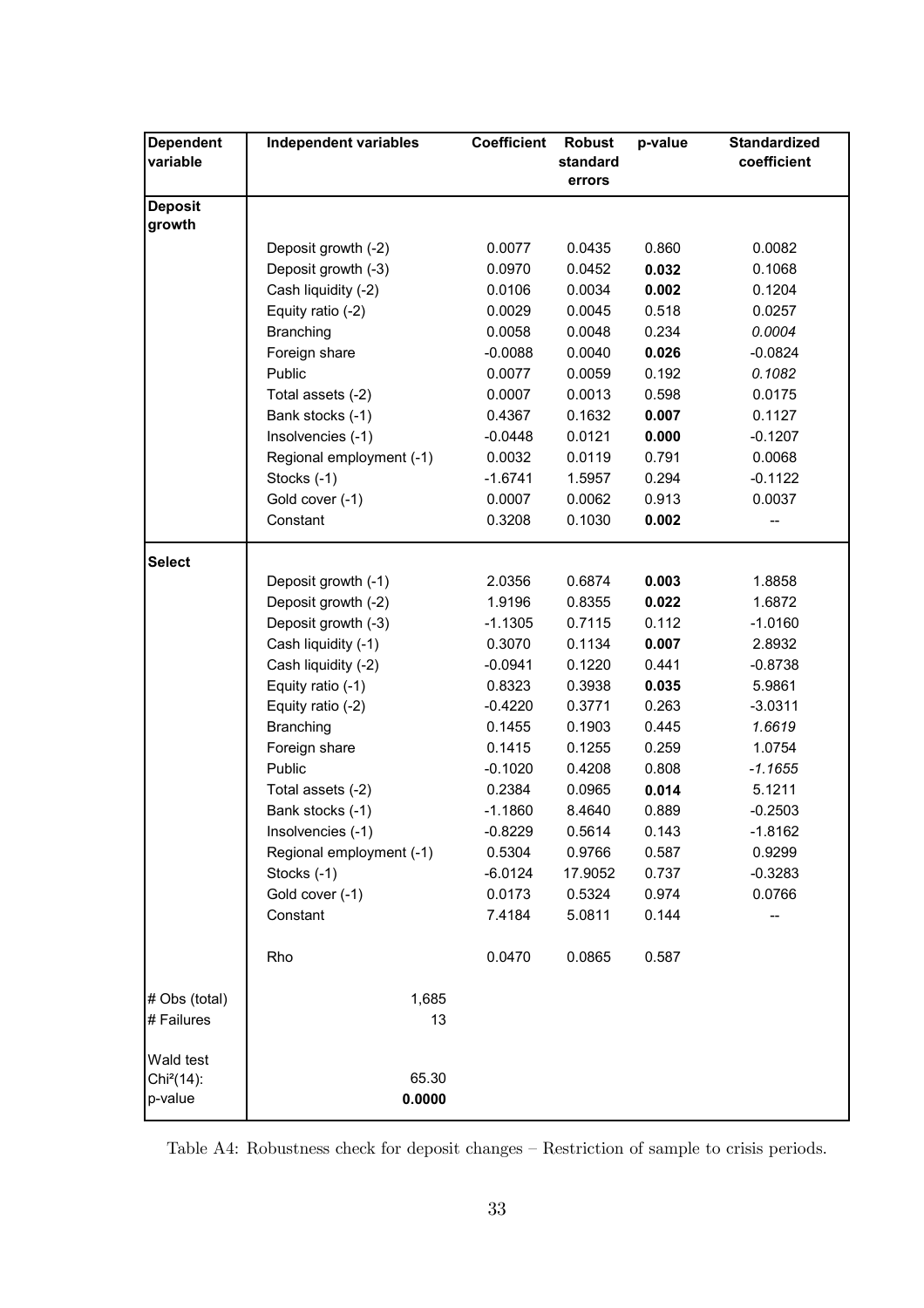| Dependent variable | Independent variables | Coefficient | Robust standard errors | p-value | Standardized coefficient |
|---|---|---|---|---|---|
| **Deposit growth** | | | | | |
| | Deposit growth (-2) | 0.0077 | 0.0435 | 0.860 | 0.0082 |
| | Deposit growth (-3) | 0.0970 | 0.0452 | **0.032** | 0.1068 |
| | Cash liquidity (-2) | 0.0106 | 0.0034 | **0.002** | 0.1204 |
| | Equity ratio (-2) | 0.0029 | 0.0045 | 0.518 | 0.0257 |
| | Branching | 0.0058 | 0.0048 | 0.234 | *0.0004* |
| | Foreign share | -0.0088 | 0.0040 | **0.026** | -0.0824 |
| | Public | 0.0077 | 0.0059 | 0.192 | *0.1082* |
| | Total assets (-2) | 0.0007 | 0.0013 | 0.598 | 0.0175 |
| | Bank stocks (-1) | 0.4367 | 0.1632 | **0.007** | 0.1127 |
| | Insolvencies (-1) | -0.0448 | 0.0121 | **0.000** | -0.1207 |
| | Regional employment (-1) | 0.0032 | 0.0119 | 0.791 | 0.0068 |
| | Stocks (-1) | -1.6741 | 1.5957 | 0.294 | -0.1122 |
| | Gold cover (-1) | 0.0007 | 0.0062 | 0.913 | 0.0037 |
| | Constant | 0.3208 | 0.1030 | **0.002** | -- |
| **Select** | | | | | |
| | Deposit growth (-1) | 2.0356 | 0.6874 | **0.003** | 1.8858 |
| | Deposit growth (-2) | 1.9196 | 0.8355 | **0.022** | 1.6872 |
| | Deposit growth (-3) | -1.1305 | 0.7115 | 0.112 | -1.0160 |
| | Cash liquidity (-1) | 0.3070 | 0.1134 | **0.007** | 2.8932 |
| | Cash liquidity (-2) | -0.0941 | 0.1220 | 0.441 | -0.8738 |
| | Equity ratio (-1) | 0.8323 | 0.3938 | **0.035** | 5.9861 |
| | Equity ratio (-2) | -0.4220 | 0.3771 | 0.263 | -3.0311 |
| | Branching | 0.1455 | 0.1903 | 0.445 | *1.6619* |
| | Foreign share | 0.1415 | 0.1255 | 0.259 | 1.0754 |
| | Public | -0.1020 | 0.4208 | 0.808 | *-1.1655* |
| | Total assets (-2) | 0.2384 | 0.0965 | **0.014** | 5.1211 |
| | Bank stocks (-1) | -1.1860 | 8.4640 | 0.889 | -0.2503 |
| | Insolvencies (-1) | -0.8229 | 0.5614 | 0.143 | -1.8162 |
| | Regional employment (-1) | 0.5304 | 0.9766 | 0.587 | 0.9299 |
| | Stocks (-1) | -6.0124 | 17.9052 | 0.737 | -0.3283 |
| | Gold cover (-1) | 0.0173 | 0.5324 | 0.974 | 0.0766 |
| | Constant | 7.4184 | 5.0811 | 0.144 | -- |
| | Rho | 0.0470 | 0.0865 | 0.587 | |
| # Obs (total) | 1,685 | | | | |
| # Failures | 13 | | | | |
| Wald test $Chi^2(14)$: | 65.30 | | | | |
| p-value | **0.0000** | | | | |

Table A4: Robustness check for deposit changes – Restriction of sample to crisis periods.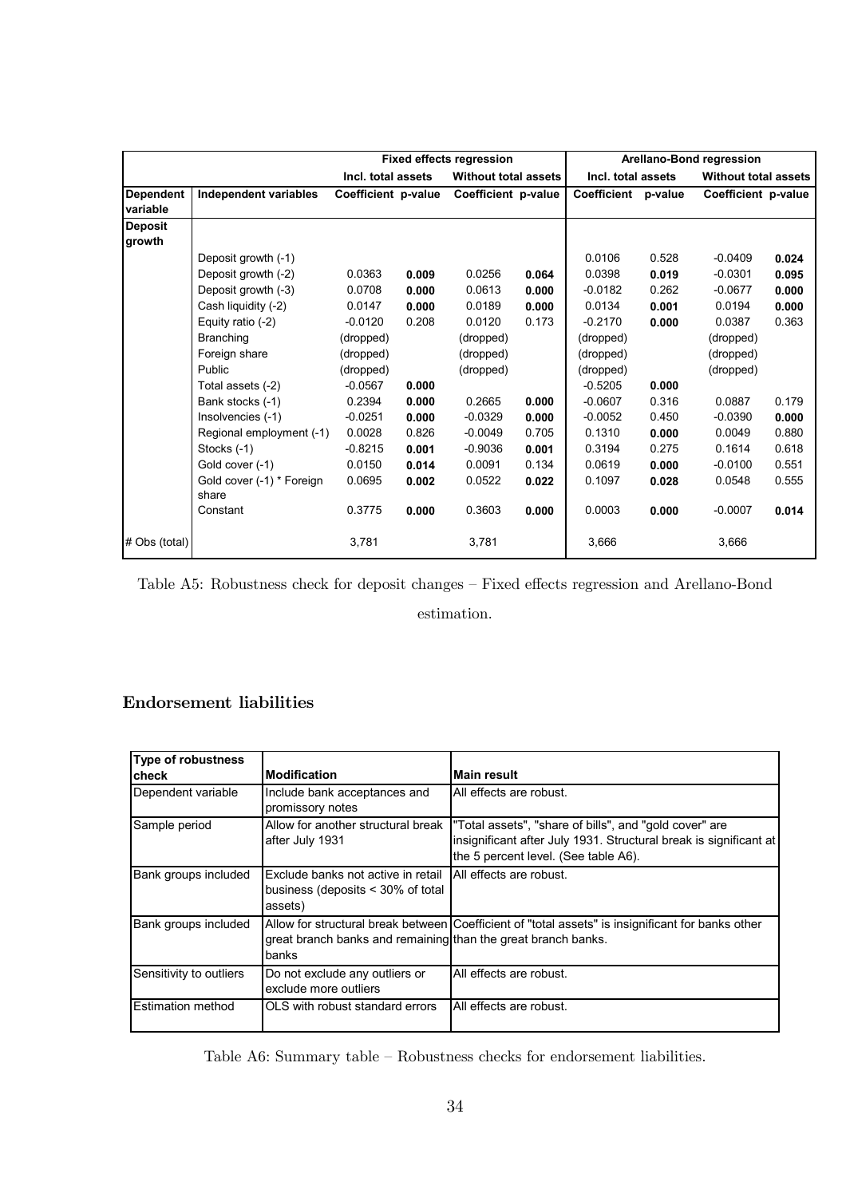| | | Fixed effects regression | | | | Arellano-Bond regression | | | |
|---|---|---|---|---|---|---|---|---|---|
| | | Incl. total assets | | Without total assets | | Incl. total assets | | Without total assets | |
| Dependent variable | Independent variables | Coefficient | p-value | Coefficient | p-value | Coefficient | p-value | Coefficient | p-value |
| Deposit growth | | | | | | | | | |
| | Deposit growth (-1) | | | | | 0.0106 | 0.528 | -0.0409 | **0.024** |
| | Deposit growth (-2) | 0.0363 | **0.009** | 0.0256 | **0.064** | 0.0398 | **0.019** | -0.0301 | **0.095** |
| | Deposit growth (-3) | 0.0708 | **0.000** | 0.0613 | **0.000** | -0.0182 | 0.262 | -0.0677 | **0.000** |
| | Cash liquidity (-2) | 0.0147 | **0.000** | 0.0189 | **0.000** | 0.0134 | **0.001** | 0.0194 | **0.000** |
| | Equity ratio (-2) | -0.0120 | 0.208 | 0.0120 | 0.173 | -0.2170 | **0.000** | 0.0387 | 0.363 |
| | Branching | (dropped) | | (dropped) | | (dropped) | | (dropped) | |
| | Foreign share | (dropped) | | (dropped) | | (dropped) | | (dropped) | |
| | Public | (dropped) | | (dropped) | | (dropped) | | (dropped) | |
| | Total assets (-2) | -0.0567 | **0.000** | | | -0.5205 | **0.000** | | |
| | Bank stocks (-1) | 0.2394 | **0.000** | 0.2665 | **0.000** | -0.0607 | 0.316 | 0.0887 | 0.179 |
| | Insolvencies (-1) | -0.0251 | **0.000** | -0.0329 | **0.000** | -0.0052 | 0.450 | -0.0390 | **0.000** |
| | Regional employment (-1) | 0.0028 | 0.826 | -0.0049 | 0.705 | 0.1310 | **0.000** | 0.0049 | 0.880 |
| | Stocks (-1) | -0.8215 | **0.001** | -0.9036 | **0.001** | 0.3194 | 0.275 | 0.1614 | 0.618 |
| | Gold cover (-1) | 0.0150 | **0.014** | 0.0091 | 0.134 | 0.0619 | **0.000** | -0.0100 | 0.551 |
| | Gold cover (-1) * Foreign share | 0.0695 | **0.002** | 0.0522 | **0.022** | 0.1097 | **0.028** | 0.0548 | 0.555 |
| | Constant | 0.3775 | **0.000** | 0.3603 | **0.000** | 0.0003 | **0.000** | -0.0007 | **0.014** |
| # Obs (total) | | 3,781 | | 3,781 | | 3,666 | | 3,666 | |

Table A5: Robustness check for deposit changes – Fixed effects regression and Arellano-Bond estimation.

### Endorsement liabilities

| Type of robustness check | Modification | Main result |
|---|---|---|
| Dependent variable | Include bank acceptances and promissory notes | All effects are robust. |
| Sample period | Allow for another structural break after July 1931 | "Total assets", "share of bills", and "gold cover" are insignificant after July 1931. Structural break is significant at the 5 percent level. (See table A6). |
| Bank groups included | Exclude banks not active in retail business (deposits < 30% of total assets) | All effects are robust. |
| Bank groups included | Allow for structural break between great branch banks and remaining banks | Coefficient of "total assets" is insignificant for banks other than the great branch banks. |
| Sensitivity to outliers | Do not exclude any outliers or exclude more outliers | All effects are robust. |
| Estimation method | OLS with robust standard errors | All effects are robust. |

Table A6: Summary table – Robustness checks for endorsement liabilities.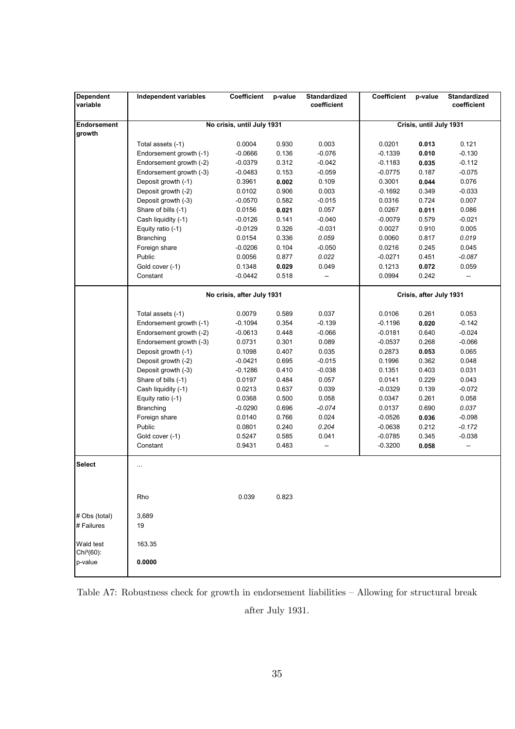| Dependent variable | Independent variables | Coefficient | p-value | Standardized coefficient | Coefficient | p-value | Standardized coefficient |
|---|---|---|---|---|---|---|---|
| **Endorsement growth** | | No crisis, until July 1931 | | | Crisis, until July 1931 | | |
| | Total assets (-1) | 0.0004 | 0.930 | 0.003 | 0.0201 | **0.013** | 0.121 |
| | Endorsement growth (-1) | -0.0666 | 0.136 | -0.076 | -0.1339 | **0.010** | -0.130 |
| | Endorsement growth (-2) | -0.0379 | 0.312 | -0.042 | -0.1183 | **0.035** | -0.112 |
| | Endorsement growth (-3) | -0.0483 | 0.153 | -0.059 | -0.0775 | 0.187 | -0.075 |
| | Deposit growth (-1) | 0.3961 | **0.002** | 0.109 | 0.3001 | **0.044** | 0.076 |
| | Deposit growth (-2) | 0.0102 | 0.906 | 0.003 | -0.1692 | 0.349 | -0.033 |
| | Deposit growth (-3) | -0.0570 | 0.582 | -0.015 | 0.0316 | 0.724 | 0.007 |
| | Share of bills (-1) | 0.0156 | **0.021** | 0.057 | 0.0267 | **0.011** | 0.086 |
| | Cash liquidity (-1) | -0.0126 | 0.141 | -0.040 | -0.0079 | 0.579 | -0.021 |
| | Equity ratio (-1) | -0.0129 | 0.326 | -0.031 | 0.0027 | 0.910 | 0.005 |
| | Branching | 0.0154 | 0.336 | *0.059* | 0.0060 | 0.817 | *0.019* |
| | Foreign share | -0.0206 | 0.104 | -0.050 | 0.0216 | 0.245 | 0.045 |
| | Public | 0.0056 | 0.877 | *0.022* | -0.0271 | 0.451 | *-0.087* |
| | Gold cover (-1) | 0.1348 | **0.029** | 0.049 | 0.1213 | **0.072** | 0.059 |
| | Constant | -0.0442 | 0.518 | -- | 0.0994 | 0.242 | -- |
| | | No crisis, after July 1931 | | | Crisis, after July 1931 | | |
| | Total assets (-1) | 0.0079 | 0.589 | 0.037 | 0.0106 | 0.261 | 0.053 |
| | Endorsement growth (-1) | -0.1094 | 0.354 | -0.139 | -0.1196 | **0.020** | -0.142 |
| | Endorsement growth (-2) | -0.0613 | 0.448 | -0.066 | -0.0181 | 0.640 | -0.024 |
| | Endorsement growth (-3) | 0.0731 | 0.301 | 0.089 | -0.0537 | 0.268 | -0.066 |
| | Deposit growth (-1) | 0.1098 | 0.407 | 0.035 | 0.2873 | **0.053** | 0.065 |
| | Deposit growth (-2) | -0.0421 | 0.695 | -0.015 | 0.1996 | 0.362 | 0.048 |
| | Deposit growth (-3) | -0.1286 | 0.410 | -0.038 | 0.1351 | 0.403 | 0.031 |
| | Share of bills (-1) | 0.0197 | 0.484 | 0.057 | 0.0141 | 0.229 | 0.043 |
| | Cash liquidity (-1) | 0.0213 | 0.637 | 0.039 | -0.0329 | 0.139 | -0.072 |
| | Equity ratio (-1) | 0.0368 | 0.500 | 0.058 | 0.0347 | 0.261 | 0.058 |
| | Branching | -0.0290 | 0.696 | *-0.074* | 0.0137 | 0.690 | *0.037* |
| | Foreign share | 0.0140 | 0.766 | 0.024 | -0.0526 | **0.036** | -0.098 |
| | Public | 0.0801 | 0.240 | *0.204* | -0.0638 | 0.212 | *-0.172* |
| | Gold cover (-1) | 0.5247 | 0.585 | 0.041 | -0.0785 | 0.345 | -0.038 |
| | Constant | 0.9431 | 0.483 | -- | -0.3200 | **0.058** | -- |
| **Select** | ... | | | | | | |
| | Rho | 0.039 | 0.823 | | | | |
| # Obs (total) | 3,689 | | | | | | |
| # Failures | 19 | | | | | | |
| Wald test $Chi^2(60)$: | 163.35 | | | | | | |
| p-value | **0.0000** | | | | | | |

Table A7: Robustness check for growth in endorsement liabilities – Allowing for structural break after July 1931.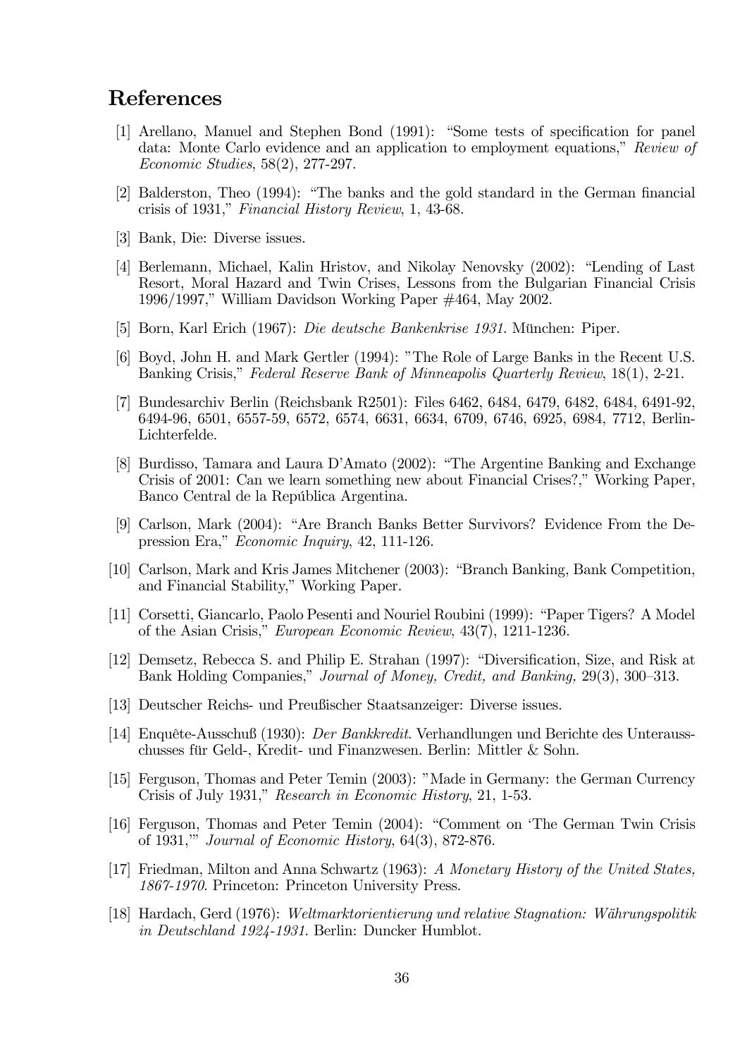# References

[1] Arellano, Manuel and Stephen Bond (1991): "Some tests of specification for panel data: Monte Carlo evidence and an application to employment equations," *Review of Economic Studies*, 58(2), 277-297.

[2] Balderston, Theo (1994): "The banks and the gold standard in the German financial crisis of 1931," *Financial History Review*, 1, 43-68.

[3] Bank, Die: Diverse issues.

[4] Berlemann, Michael, Kalin Hristov, and Nikolay Nenovsky (2002): "Lending of Last Resort, Moral Hazard and Twin Crises, Lessons from the Bulgarian Financial Crisis 1996/1997," William Davidson Working Paper #464, May 2002.

[5] Born, Karl Erich (1967): *Die deutsche Bankenkrise 1931*. München: Piper.

[6] Boyd, John H. and Mark Gertler (1994): "The Role of Large Banks in the Recent U.S. Banking Crisis," *Federal Reserve Bank of Minneapolis Quarterly Review*, 18(1), 2-21.

[7] Bundesarchiv Berlin (Reichsbank R2501): Files 6462, 6484, 6479, 6482, 6484, 6491-92, 6494-96, 6501, 6557-59, 6572, 6574, 6631, 6634, 6709, 6746, 6925, 6984, 7712, Berlin-Lichterfelde.

[8] Burdisso, Tamara and Laura D'Amato (2002): "The Argentine Banking and Exchange Crisis of 2001: Can we learn something new about Financial Crises?," Working Paper, Banco Central de la República Argentina.

[9] Carlson, Mark (2004): "Are Branch Banks Better Survivors? Evidence From the Depression Era," *Economic Inquiry*, 42, 111-126.

[10] Carlson, Mark and Kris James Mitchener (2003): "Branch Banking, Bank Competition, and Financial Stability," Working Paper.

[11] Corsetti, Giancarlo, Paolo Pesenti and Nouriel Roubini (1999): "Paper Tigers? A Model of the Asian Crisis," *European Economic Review*, 43(7), 1211-1236.

[12] Demsetz, Rebecca S. and Philip E. Strahan (1997): "Diversification, Size, and Risk at Bank Holding Companies," *Journal of Money, Credit, and Banking,* 29(3), 300–313.

[13] Deutscher Reichs- und Preußischer Staatsanzeiger: Diverse issues.

[14] Enquête-Ausschuß (1930): *Der Bankkredit*. Verhandlungen und Berichte des Unterausschusses für Geld-, Kredit- und Finanzwesen. Berlin: Mittler & Sohn.

[15] Ferguson, Thomas and Peter Temin (2003): "Made in Germany: the German Currency Crisis of July 1931," *Research in Economic History*, 21, 1-53.

[16] Ferguson, Thomas and Peter Temin (2004): "Comment on 'The German Twin Crisis of 1931,'" *Journal of Economic History*, 64(3), 872-876.

[17] Friedman, Milton and Anna Schwartz (1963): *A Monetary History of the United States, 1867-1970*. Princeton: Princeton University Press.

[18] Hardach, Gerd (1976): *Weltmarktorientierung und relative Stagnation: Währungspolitik in Deutschland 1924-1931*. Berlin: Duncker Humblot.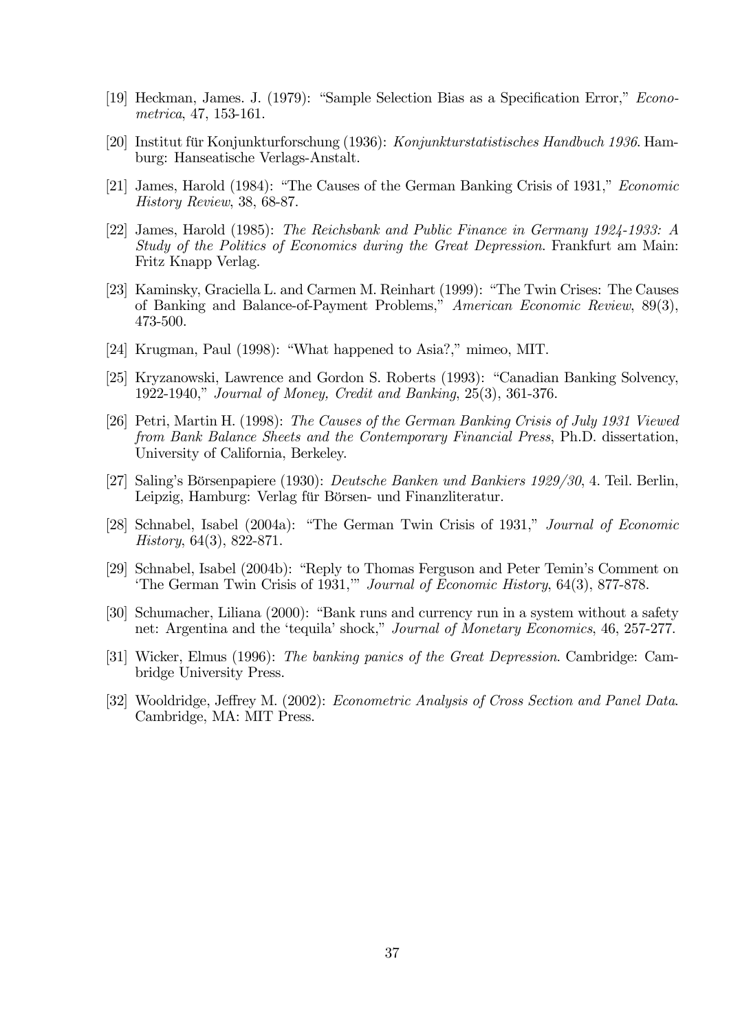[19] Heckman, James. J. (1979): "Sample Selection Bias as a Specification Error," *Econometrica*, 47, 153-161.

[20] Institut für Konjunkturforschung (1936): *Konjunkturstatistisches Handbuch 1936*. Hamburg: Hanseatische Verlags-Anstalt.

[21] James, Harold (1984): "The Causes of the German Banking Crisis of 1931," *Economic History Review*, 38, 68-87.

[22] James, Harold (1985): *The Reichsbank and Public Finance in Germany 1924-1933: A Study of the Politics of Economics during the Great Depression*. Frankfurt am Main: Fritz Knapp Verlag.

[23] Kaminsky, Graciella L. and Carmen M. Reinhart (1999): "The Twin Crises: The Causes of Banking and Balance-of-Payment Problems," *American Economic Review*, 89(3), 473-500.

[24] Krugman, Paul (1998): "What happened to Asia?," mimeo, MIT.

[25] Kryzanowski, Lawrence and Gordon S. Roberts (1993): "Canadian Banking Solvency, 1922-1940," *Journal of Money, Credit and Banking*, 25(3), 361-376.

[26] Petri, Martin H. (1998): *The Causes of the German Banking Crisis of July 1931 Viewed from Bank Balance Sheets and the Contemporary Financial Press*, Ph.D. dissertation, University of California, Berkeley.

[27] Saling's Börsenpapiere (1930): *Deutsche Banken und Bankiers 1929/30*, 4. Teil. Berlin, Leipzig, Hamburg: Verlag für Börsen- und Finanzliteratur.

[28] Schnabel, Isabel (2004a): "The German Twin Crisis of 1931," *Journal of Economic History*, 64(3), 822-871.

[29] Schnabel, Isabel (2004b): "Reply to Thomas Ferguson and Peter Temin's Comment on 'The German Twin Crisis of 1931,'" *Journal of Economic History*, 64(3), 877-878.

[30] Schumacher, Liliana (2000): "Bank runs and currency run in a system without a safety net: Argentina and the 'tequila' shock," *Journal of Monetary Economics*, 46, 257-277.

[31] Wicker, Elmus (1996): *The banking panics of the Great Depression*. Cambridge: Cambridge University Press.

[32] Wooldridge, Jeffrey M. (2002): *Econometric Analysis of Cross Section and Panel Data*. Cambridge, MA: MIT Press.